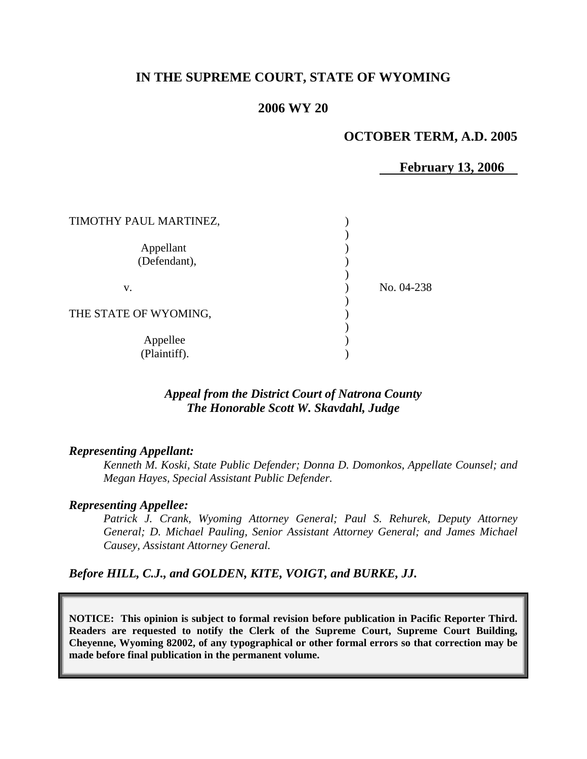# IN THE SUPREME COURT, STATE OF WYOMING

## 2006 WY 20

**OCTOBER TERM, A.D. 2005**

**February 13, 2006**

| | | |
|---|---|---|
| TIMOTHY PAUL MARTINEZ, | ) | |
| | ) | |
| Appellant | ) | |
| (Defendant), | ) | |
| | ) | |
| v. | ) | No. 04-238 |
| | ) | |
| THE STATE OF WYOMING, | ) | |
| | ) | |
| Appellee | ) | |
| (Plaintiff). | ) | |

***Appeal from the District Court of Natrona County***
***The Honorable Scott W. Skavdahl, Judge***

***Representing Appellant:***

*Kenneth M. Koski, State Public Defender; Donna D. Domonkos, Appellate Counsel; and Megan Hayes, Special Assistant Public Defender.*

***Representing Appellee:***

*Patrick J. Crank, Wyoming Attorney General; Paul S. Rehurek, Deputy Attorney General; D. Michael Pauling, Senior Assistant Attorney General; and James Michael Causey, Assistant Attorney General.*

***Before HILL, C.J., and GOLDEN, KITE, VOIGT, and BURKE, JJ.***

**NOTICE: This opinion is subject to formal revision before publication in Pacific Reporter Third. Readers are requested to notify the Clerk of the Supreme Court, Supreme Court Building, Cheyenne, Wyoming 82002, of any typographical or other formal errors so that correction may be made before final publication in the permanent volume.**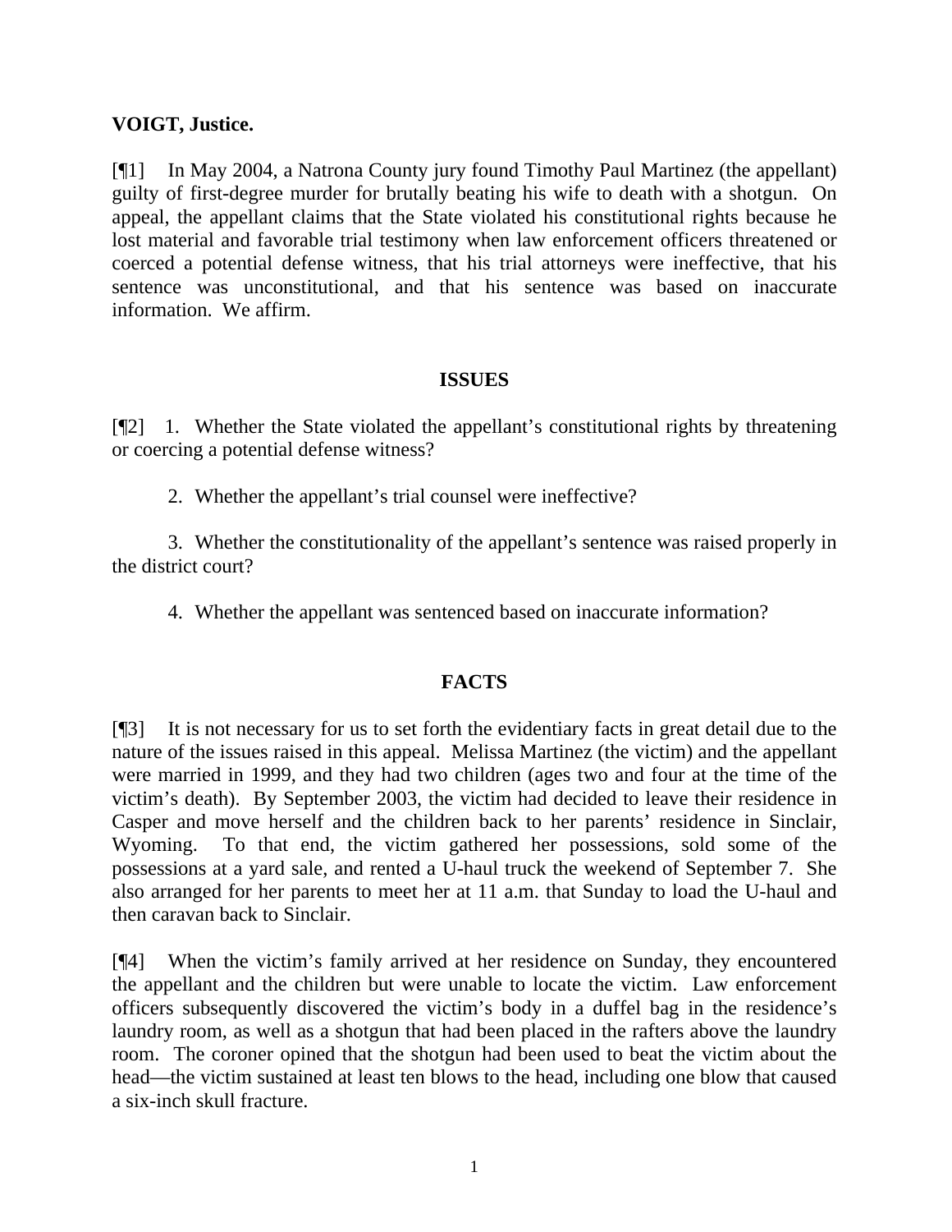**VOIGT, Justice.**

[¶1] In May 2004, a Natrona County jury found Timothy Paul Martinez (the appellant) guilty of first-degree murder for brutally beating his wife to death with a shotgun. On appeal, the appellant claims that the State violated his constitutional rights because he lost material and favorable trial testimony when law enforcement officers threatened or coerced a potential defense witness, that his trial attorneys were ineffective, that his sentence was unconstitutional, and that his sentence was based on inaccurate information. We affirm.

## ISSUES

[¶2] 1. Whether the State violated the appellant's constitutional rights by threatening or coercing a potential defense witness?

2. Whether the appellant's trial counsel were ineffective?

3. Whether the constitutionality of the appellant's sentence was raised properly in the district court?

4. Whether the appellant was sentenced based on inaccurate information?

## FACTS

[¶3] It is not necessary for us to set forth the evidentiary facts in great detail due to the nature of the issues raised in this appeal. Melissa Martinez (the victim) and the appellant were married in 1999, and they had two children (ages two and four at the time of the victim's death). By September 2003, the victim had decided to leave their residence in Casper and move herself and the children back to her parents' residence in Sinclair, Wyoming. To that end, the victim gathered her possessions, sold some of the possessions at a yard sale, and rented a U-haul truck the weekend of September 7. She also arranged for her parents to meet her at 11 a.m. that Sunday to load the U-haul and then caravan back to Sinclair.

[¶4] When the victim's family arrived at her residence on Sunday, they encountered the appellant and the children but were unable to locate the victim. Law enforcement officers subsequently discovered the victim's body in a duffel bag in the residence's laundry room, as well as a shotgun that had been placed in the rafters above the laundry room. The coroner opined that the shotgun had been used to beat the victim about the head—the victim sustained at least ten blows to the head, including one blow that caused a six-inch skull fracture.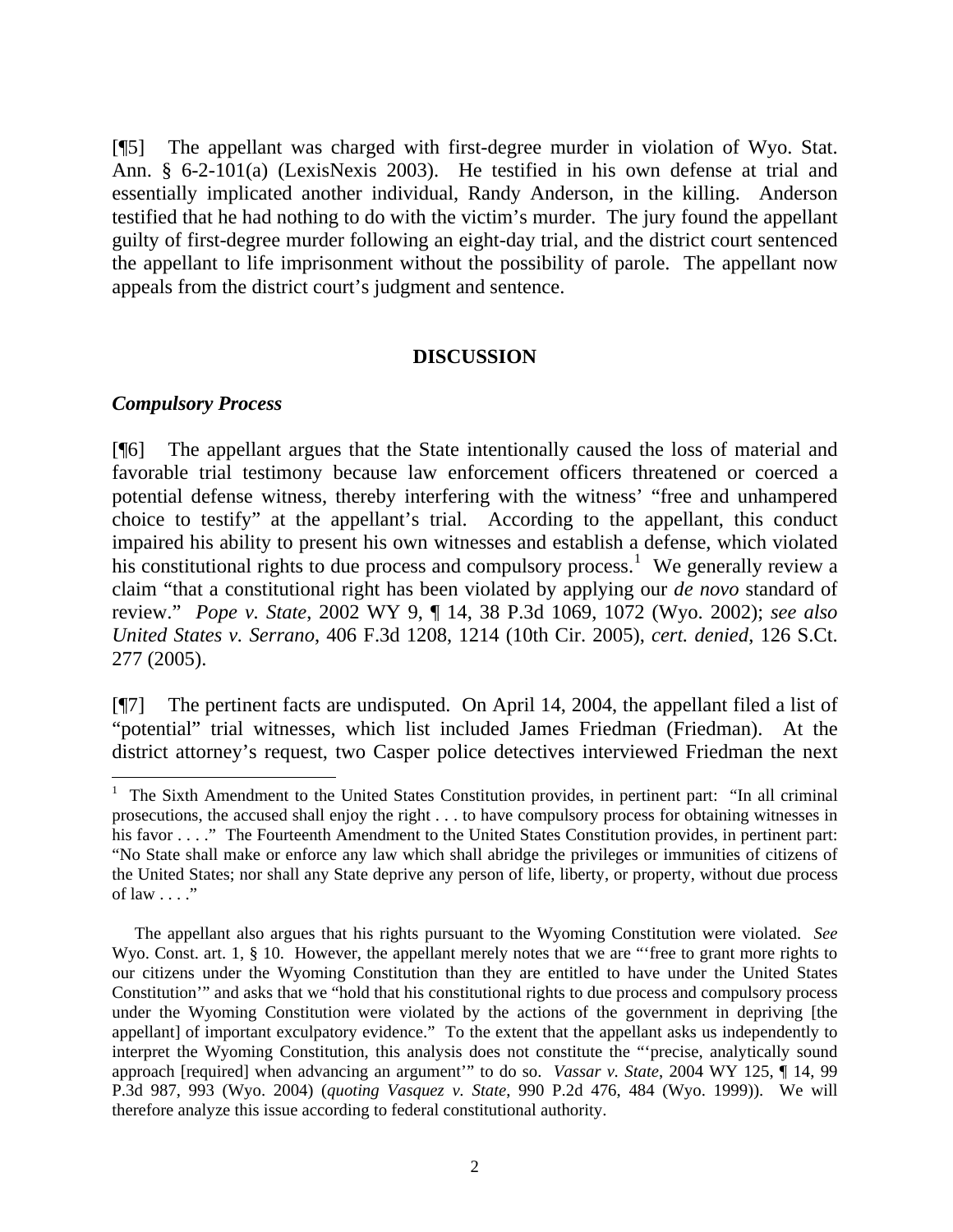[¶5] The appellant was charged with first-degree murder in violation of Wyo. Stat. Ann. § 6-2-101(a) (LexisNexis 2003). He testified in his own defense at trial and essentially implicated another individual, Randy Anderson, in the killing. Anderson testified that he had nothing to do with the victim's murder. The jury found the appellant guilty of first-degree murder following an eight-day trial, and the district court sentenced the appellant to life imprisonment without the possibility of parole. The appellant now appeals from the district court's judgment and sentence.

## DISCUSSION

### *Compulsory Process*

[¶6] The appellant argues that the State intentionally caused the loss of material and favorable trial testimony because law enforcement officers threatened or coerced a potential defense witness, thereby interfering with the witness' "free and unhampered choice to testify" at the appellant's trial. According to the appellant, this conduct impaired his ability to present his own witnesses and establish a defense, which violated his constitutional rights to due process and compulsory process.[1] We generally review a claim "that a constitutional right has been violated by applying our *de novo* standard of review." *Pope v. State*, 2002 WY 9, ¶ 14, 38 P.3d 1069, 1072 (Wyo. 2002); *see also United States v. Serrano*, 406 F.3d 1208, 1214 (10th Cir. 2005), *cert. denied*, 126 S.Ct. 277 (2005).

[¶7] The pertinent facts are undisputed. On April 14, 2004, the appellant filed a list of "potential" trial witnesses, which list included James Friedman (Friedman). At the district attorney's request, two Casper police detectives interviewed Friedman the next

---

[1] The Sixth Amendment to the United States Constitution provides, in pertinent part: "In all criminal prosecutions, the accused shall enjoy the right . . . to have compulsory process for obtaining witnesses in his favor . . . ." The Fourteenth Amendment to the United States Constitution provides, in pertinent part: "No State shall make or enforce any law which shall abridge the privileges or immunities of citizens of the United States; nor shall any State deprive any person of life, liberty, or property, without due process of law . . . ."

The appellant also argues that his rights pursuant to the Wyoming Constitution were violated. *See* Wyo. Const. art. 1, § 10. However, the appellant merely notes that we are "'free to grant more rights to our citizens under the Wyoming Constitution than they are entitled to have under the United States Constitution'" and asks that we "hold that his constitutional rights to due process and compulsory process under the Wyoming Constitution were violated by the actions of the government in depriving [the appellant] of important exculpatory evidence." To the extent that the appellant asks us independently to interpret the Wyoming Constitution, this analysis does not constitute the "'precise, analytically sound approach [required] when advancing an argument'" to do so. *Vassar v. State*, 2004 WY 125, ¶ 14, 99 P.3d 987, 993 (Wyo. 2004) (*quoting Vasquez v. State*, 990 P.2d 476, 484 (Wyo. 1999)). We will therefore analyze this issue according to federal constitutional authority.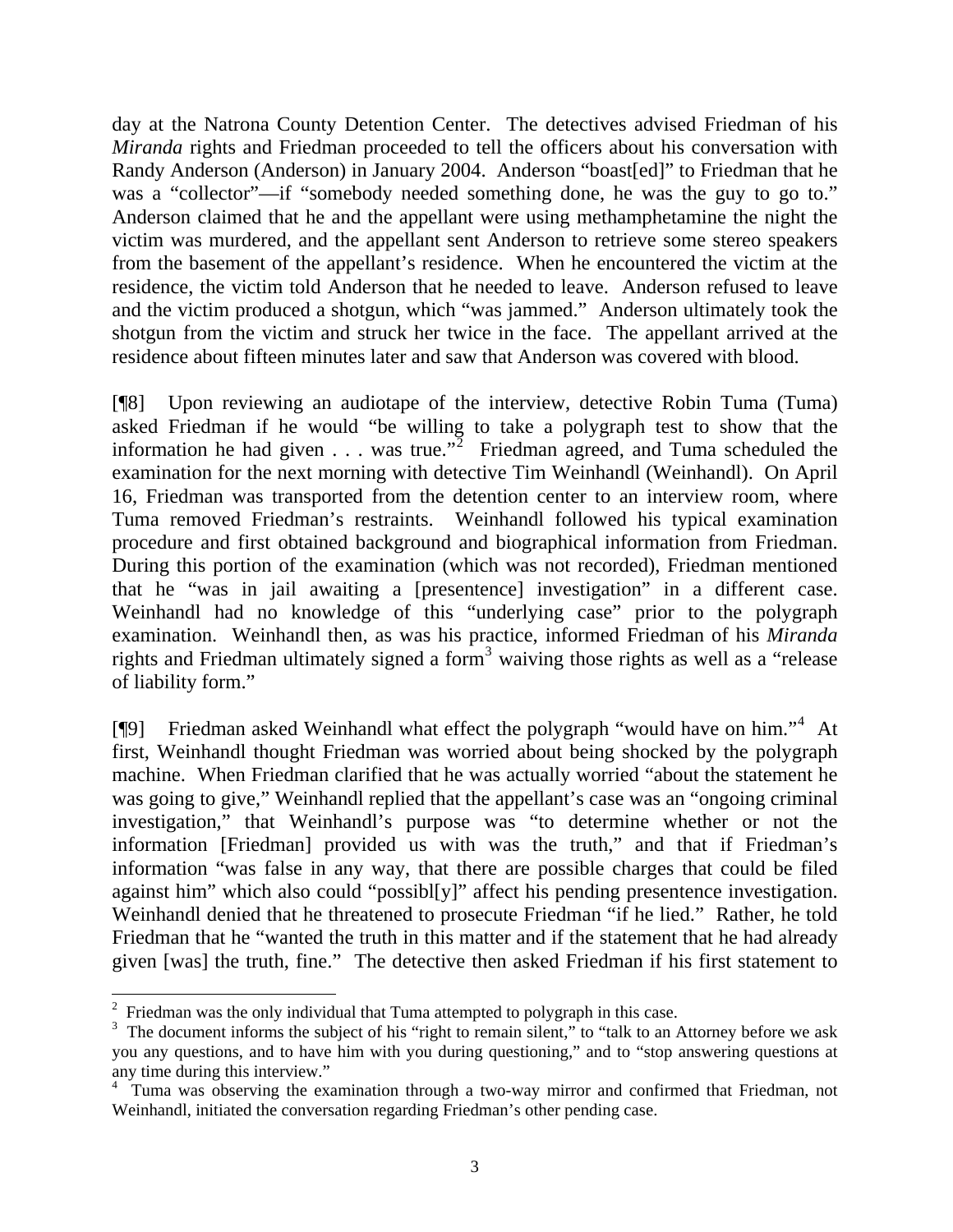day at the Natrona County Detention Center. The detectives advised Friedman of his *Miranda* rights and Friedman proceeded to tell the officers about his conversation with Randy Anderson (Anderson) in January 2004. Anderson "boast[ed]" to Friedman that he was a "collector"—if "somebody needed something done, he was the guy to go to." Anderson claimed that he and the appellant were using methamphetamine the night the victim was murdered, and the appellant sent Anderson to retrieve some stereo speakers from the basement of the appellant's residence. When he encountered the victim at the residence, the victim told Anderson that he needed to leave. Anderson refused to leave and the victim produced a shotgun, which "was jammed." Anderson ultimately took the shotgun from the victim and struck her twice in the face. The appellant arrived at the residence about fifteen minutes later and saw that Anderson was covered with blood.

[¶8] Upon reviewing an audiotape of the interview, detective Robin Tuma (Tuma) asked Friedman if he would "be willing to take a polygraph test to show that the information he had given . . . was true."[2] Friedman agreed, and Tuma scheduled the examination for the next morning with detective Tim Weinhandl (Weinhandl). On April 16, Friedman was transported from the detention center to an interview room, where Tuma removed Friedman's restraints. Weinhandl followed his typical examination procedure and first obtained background and biographical information from Friedman. During this portion of the examination (which was not recorded), Friedman mentioned that he "was in jail awaiting a [presentence] investigation" in a different case. Weinhandl had no knowledge of this "underlying case" prior to the polygraph examination. Weinhandl then, as was his practice, informed Friedman of his *Miranda* rights and Friedman ultimately signed a form[3] waiving those rights as well as a "release of liability form."

[¶9] Friedman asked Weinhandl what effect the polygraph "would have on him."[4] At first, Weinhandl thought Friedman was worried about being shocked by the polygraph machine. When Friedman clarified that he was actually worried "about the statement he was going to give," Weinhandl replied that the appellant's case was an "ongoing criminal investigation," that Weinhandl's purpose was "to determine whether or not the information [Friedman] provided us with was the truth," and that if Friedman's information "was false in any way, that there are possible charges that could be filed against him" which also could "possibl[y]" affect his pending presentence investigation. Weinhandl denied that he threatened to prosecute Friedman "if he lied." Rather, he told Friedman that he "wanted the truth in this matter and if the statement that he had already given [was] the truth, fine." The detective then asked Friedman if his first statement to

---

[2] Friedman was the only individual that Tuma attempted to polygraph in this case.

[3] The document informs the subject of his "right to remain silent," to "talk to an Attorney before we ask you any questions, and to have him with you during questioning," and to "stop answering questions at any time during this interview."

[4] Tuma was observing the examination through a two-way mirror and confirmed that Friedman, not Weinhandl, initiated the conversation regarding Friedman's other pending case.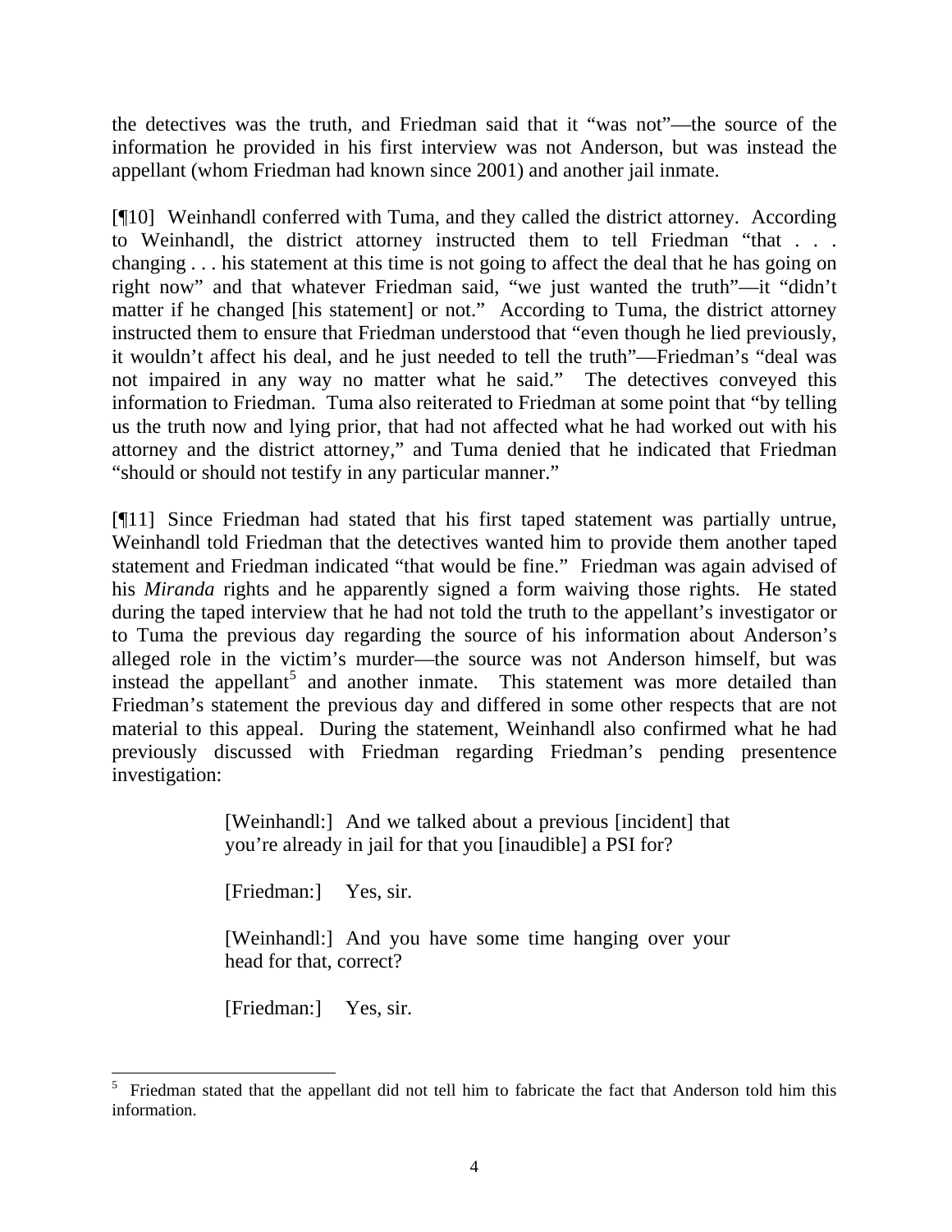the detectives was the truth, and Friedman said that it "was not"—the source of the information he provided in his first interview was not Anderson, but was instead the appellant (whom Friedman had known since 2001) and another jail inmate.

[¶10] Weinhandl conferred with Tuma, and they called the district attorney. According to Weinhandl, the district attorney instructed them to tell Friedman "that . . . changing . . . his statement at this time is not going to affect the deal that he has going on right now" and that whatever Friedman said, "we just wanted the truth"—it "didn't matter if he changed [his statement] or not." According to Tuma, the district attorney instructed them to ensure that Friedman understood that "even though he lied previously, it wouldn't affect his deal, and he just needed to tell the truth"—Friedman's "deal was not impaired in any way no matter what he said." The detectives conveyed this information to Friedman. Tuma also reiterated to Friedman at some point that "by telling us the truth now and lying prior, that had not affected what he had worked out with his attorney and the district attorney," and Tuma denied that he indicated that Friedman "should or should not testify in any particular manner."

[¶11] Since Friedman had stated that his first taped statement was partially untrue, Weinhandl told Friedman that the detectives wanted him to provide them another taped statement and Friedman indicated "that would be fine." Friedman was again advised of his *Miranda* rights and he apparently signed a form waiving those rights. He stated during the taped interview that he had not told the truth to the appellant's investigator or to Tuma the previous day regarding the source of his information about Anderson's alleged role in the victim's murder—the source was not Anderson himself, but was instead the appellant[5] and another inmate. This statement was more detailed than Friedman's statement the previous day and differed in some other respects that are not material to this appeal. During the statement, Weinhandl also confirmed what he had previously discussed with Friedman regarding Friedman's pending presentence investigation:

> [Weinhandl:] And we talked about a previous [incident] that you're already in jail for that you [inaudible] a PSI for?
>
> [Friedman:] Yes, sir.
>
> [Weinhandl:] And you have some time hanging over your head for that, correct?
>
> [Friedman:] Yes, sir.

---

[5] Friedman stated that the appellant did not tell him to fabricate the fact that Anderson told him this information.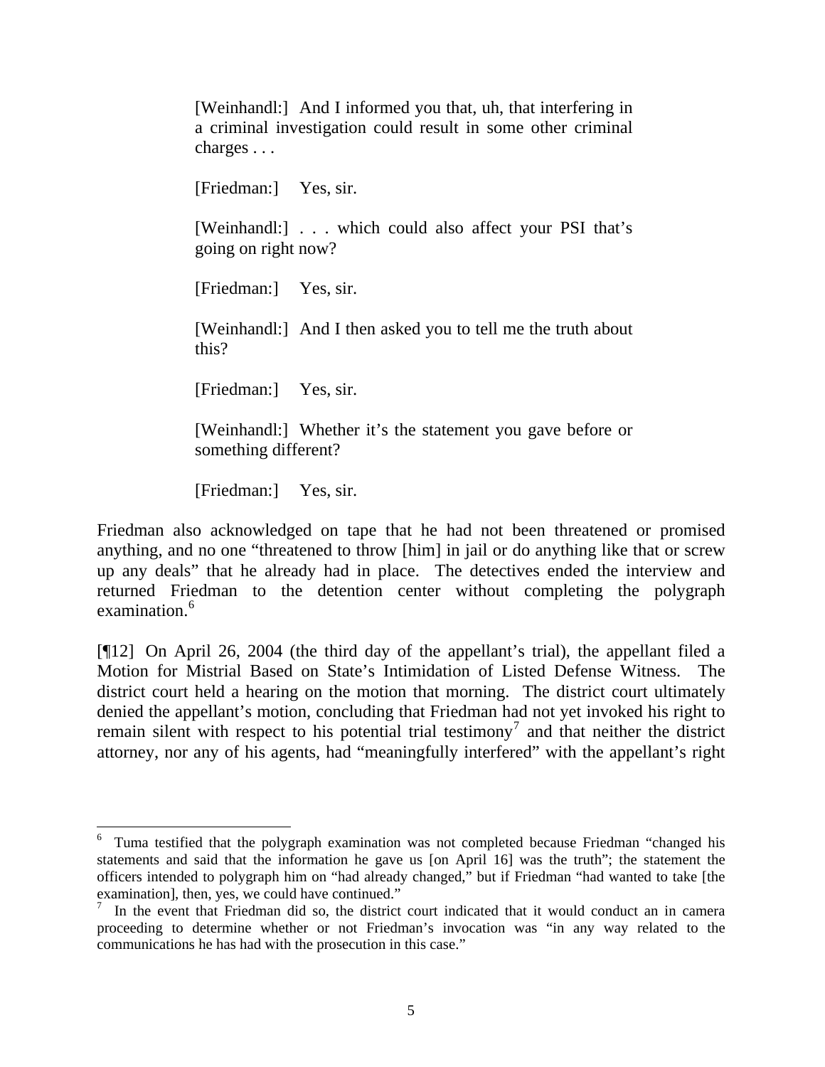> [Weinhandl:] And I informed you that, uh, that interfering in a criminal investigation could result in some other criminal charges . . .
>
> [Friedman:] Yes, sir.
>
> [Weinhandl:] . . . which could also affect your PSI that's going on right now?
>
> [Friedman:] Yes, sir.
>
> [Weinhandl:] And I then asked you to tell me the truth about this?
>
> [Friedman:] Yes, sir.
>
> [Weinhandl:] Whether it's the statement you gave before or something different?
>
> [Friedman:] Yes, sir.

Friedman also acknowledged on tape that he had not been threatened or promised anything, and no one "threatened to throw [him] in jail or do anything like that or screw up any deals" that he already had in place. The detectives ended the interview and returned Friedman to the detention center without completing the polygraph examination.[6]

[¶12] On April 26, 2004 (the third day of the appellant's trial), the appellant filed a Motion for Mistrial Based on State's Intimidation of Listed Defense Witness. The district court held a hearing on the motion that morning. The district court ultimately denied the appellant's motion, concluding that Friedman had not yet invoked his right to remain silent with respect to his potential trial testimony[7] and that neither the district attorney, nor any of his agents, had "meaningfully interfered" with the appellant's right

---

[6] Tuma testified that the polygraph examination was not completed because Friedman "changed his statements and said that the information he gave us [on April 16] was the truth"; the statement the officers intended to polygraph him on "had already changed," but if Friedman "had wanted to take [the examination], then, yes, we could have continued."

[7] In the event that Friedman did so, the district court indicated that it would conduct an in camera proceeding to determine whether or not Friedman's invocation was "in any way related to the communications he has had with the prosecution in this case."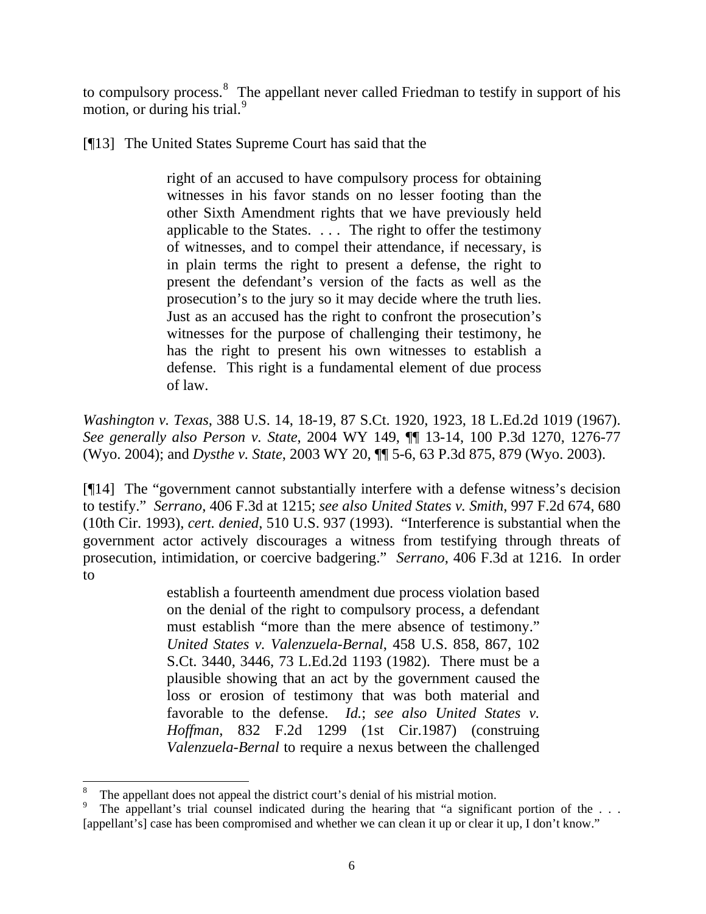to compulsory process.[8] The appellant never called Friedman to testify in support of his motion, or during his trial.[9]

[¶13] The United States Supreme Court has said that the

> right of an accused to have compulsory process for obtaining witnesses in his favor stands on no lesser footing than the other Sixth Amendment rights that we have previously held applicable to the States. . . . The right to offer the testimony of witnesses, and to compel their attendance, if necessary, is in plain terms the right to present a defense, the right to present the defendant's version of the facts as well as the prosecution's to the jury so it may decide where the truth lies. Just as an accused has the right to confront the prosecution's witnesses for the purpose of challenging their testimony, he has the right to present his own witnesses to establish a defense. This right is a fundamental element of due process of law.

*Washington v. Texas*, 388 U.S. 14, 18-19, 87 S.Ct. 1920, 1923, 18 L.Ed.2d 1019 (1967). *See generally also Person v. State*, 2004 WY 149, ¶¶ 13-14, 100 P.3d 1270, 1276-77 (Wyo. 2004); and *Dysthe v. State*, 2003 WY 20, ¶¶ 5-6, 63 P.3d 875, 879 (Wyo. 2003).

[¶14] The "government cannot substantially interfere with a defense witness's decision to testify." *Serrano*, 406 F.3d at 1215; *see also United States v. Smith*, 997 F.2d 674, 680 (10th Cir. 1993), *cert. denied*, 510 U.S. 937 (1993). "Interference is substantial when the government actor actively discourages a witness from testifying through threats of prosecution, intimidation, or coercive badgering." *Serrano*, 406 F.3d at 1216. In order to

> establish a fourteenth amendment due process violation based on the denial of the right to compulsory process, a defendant must establish "more than the mere absence of testimony." *United States v. Valenzuela-Bernal*, 458 U.S. 858, 867, 102 S.Ct. 3440, 3446, 73 L.Ed.2d 1193 (1982). There must be a plausible showing that an act by the government caused the loss or erosion of testimony that was both material and favorable to the defense. *Id.*; *see also United States v. Hoffman*, 832 F.2d 1299 (1st Cir.1987) (construing *Valenzuela-Bernal* to require a nexus between the challenged

---

[8] The appellant does not appeal the district court's denial of his mistrial motion.

[9] The appellant's trial counsel indicated during the hearing that "a significant portion of the . . . [appellant's] case has been compromised and whether we can clean it up or clear it up, I don't know."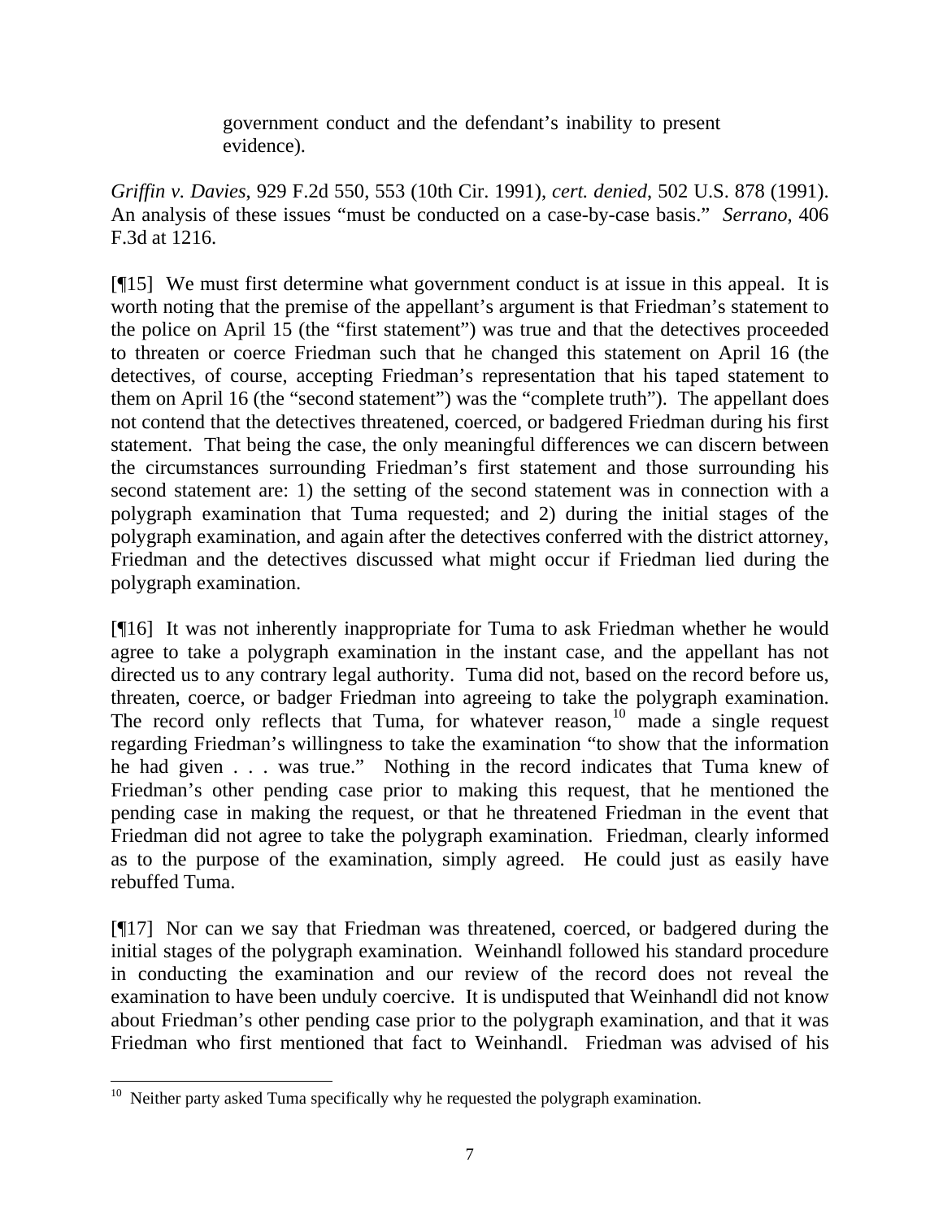> government conduct and the defendant's inability to present evidence).

*Griffin v. Davies*, 929 F.2d 550, 553 (10th Cir. 1991), *cert. denied*, 502 U.S. 878 (1991). An analysis of these issues "must be conducted on a case-by-case basis." *Serrano*, 406 F.3d at 1216.

[¶15] We must first determine what government conduct is at issue in this appeal. It is worth noting that the premise of the appellant's argument is that Friedman's statement to the police on April 15 (the "first statement") was true and that the detectives proceeded to threaten or coerce Friedman such that he changed this statement on April 16 (the detectives, of course, accepting Friedman's representation that his taped statement to them on April 16 (the "second statement") was the "complete truth"). The appellant does not contend that the detectives threatened, coerced, or badgered Friedman during his first statement. That being the case, the only meaningful differences we can discern between the circumstances surrounding Friedman's first statement and those surrounding his second statement are: 1) the setting of the second statement was in connection with a polygraph examination that Tuma requested; and 2) during the initial stages of the polygraph examination, and again after the detectives conferred with the district attorney, Friedman and the detectives discussed what might occur if Friedman lied during the polygraph examination.

[¶16] It was not inherently inappropriate for Tuma to ask Friedman whether he would agree to take a polygraph examination in the instant case, and the appellant has not directed us to any contrary legal authority. Tuma did not, based on the record before us, threaten, coerce, or badger Friedman into agreeing to take the polygraph examination. The record only reflects that Tuma, for whatever reason,[10] made a single request regarding Friedman's willingness to take the examination "to show that the information he had given . . . was true." Nothing in the record indicates that Tuma knew of Friedman's other pending case prior to making this request, that he mentioned the pending case in making the request, or that he threatened Friedman in the event that Friedman did not agree to take the polygraph examination. Friedman, clearly informed as to the purpose of the examination, simply agreed. He could just as easily have rebuffed Tuma.

[¶17] Nor can we say that Friedman was threatened, coerced, or badgered during the initial stages of the polygraph examination. Weinhandl followed his standard procedure in conducting the examination and our review of the record does not reveal the examination to have been unduly coercive. It is undisputed that Weinhandl did not know about Friedman's other pending case prior to the polygraph examination, and that it was Friedman who first mentioned that fact to Weinhandl. Friedman was advised of his

---

[10] Neither party asked Tuma specifically why he requested the polygraph examination.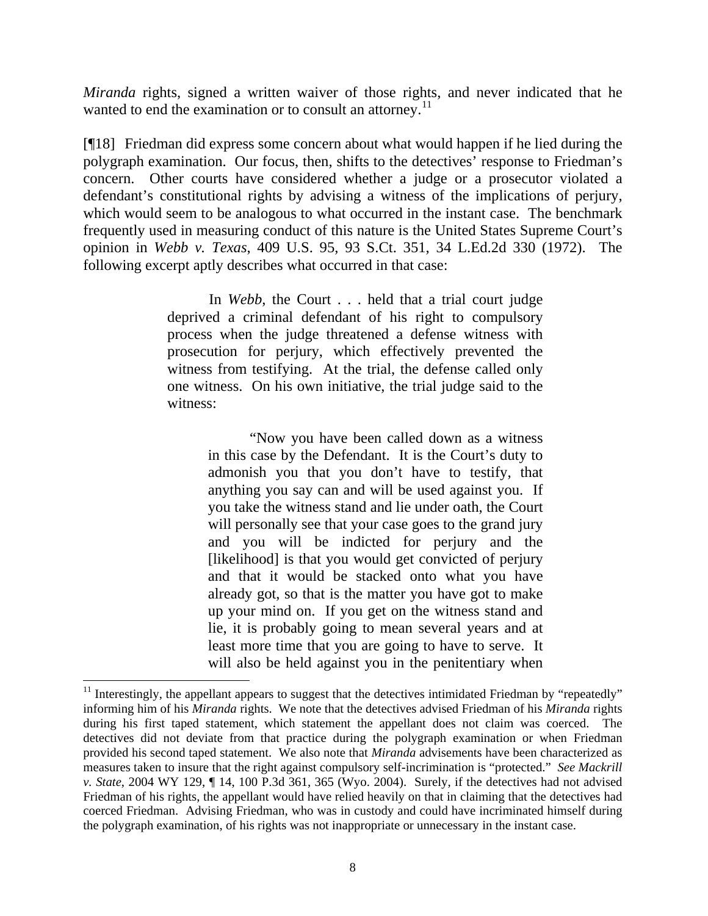*Miranda* rights, signed a written waiver of those rights, and never indicated that he wanted to end the examination or to consult an attorney.[11]

[¶18] Friedman did express some concern about what would happen if he lied during the polygraph examination. Our focus, then, shifts to the detectives' response to Friedman's concern. Other courts have considered whether a judge or a prosecutor violated a defendant's constitutional rights by advising a witness of the implications of perjury, which would seem to be analogous to what occurred in the instant case. The benchmark frequently used in measuring conduct of this nature is the United States Supreme Court's opinion in *Webb v. Texas*, 409 U.S. 95, 93 S.Ct. 351, 34 L.Ed.2d 330 (1972). The following excerpt aptly describes what occurred in that case:

> In *Webb*, the Court . . . held that a trial court judge deprived a criminal defendant of his right to compulsory process when the judge threatened a defense witness with prosecution for perjury, which effectively prevented the witness from testifying. At the trial, the defense called only one witness. On his own initiative, the trial judge said to the witness:
>
> > "Now you have been called down as a witness in this case by the Defendant. It is the Court's duty to admonish you that you don't have to testify, that anything you say can and will be used against you. If you take the witness stand and lie under oath, the Court will personally see that your case goes to the grand jury and you will be indicted for perjury and the [likelihood] is that you would get convicted of perjury and that it would be stacked onto what you have already got, so that is the matter you have got to make up your mind on. If you get on the witness stand and lie, it is probably going to mean several years and at least more time that you are going to have to serve. It will also be held against you in the penitentiary when

[11] Interestingly, the appellant appears to suggest that the detectives intimidated Friedman by "repeatedly" informing him of his *Miranda* rights. We note that the detectives advised Friedman of his *Miranda* rights during his first taped statement, which statement the appellant does not claim was coerced. The detectives did not deviate from that practice during the polygraph examination or when Friedman provided his second taped statement. We also note that *Miranda* advisements have been characterized as measures taken to insure that the right against compulsory self-incrimination is "protected." *See Mackrill v. State*, 2004 WY 129, ¶ 14, 100 P.3d 361, 365 (Wyo. 2004). Surely, if the detectives had not advised Friedman of his rights, the appellant would have relied heavily on that in claiming that the detectives had coerced Friedman. Advising Friedman, who was in custody and could have incriminated himself during the polygraph examination, of his rights was not inappropriate or unnecessary in the instant case.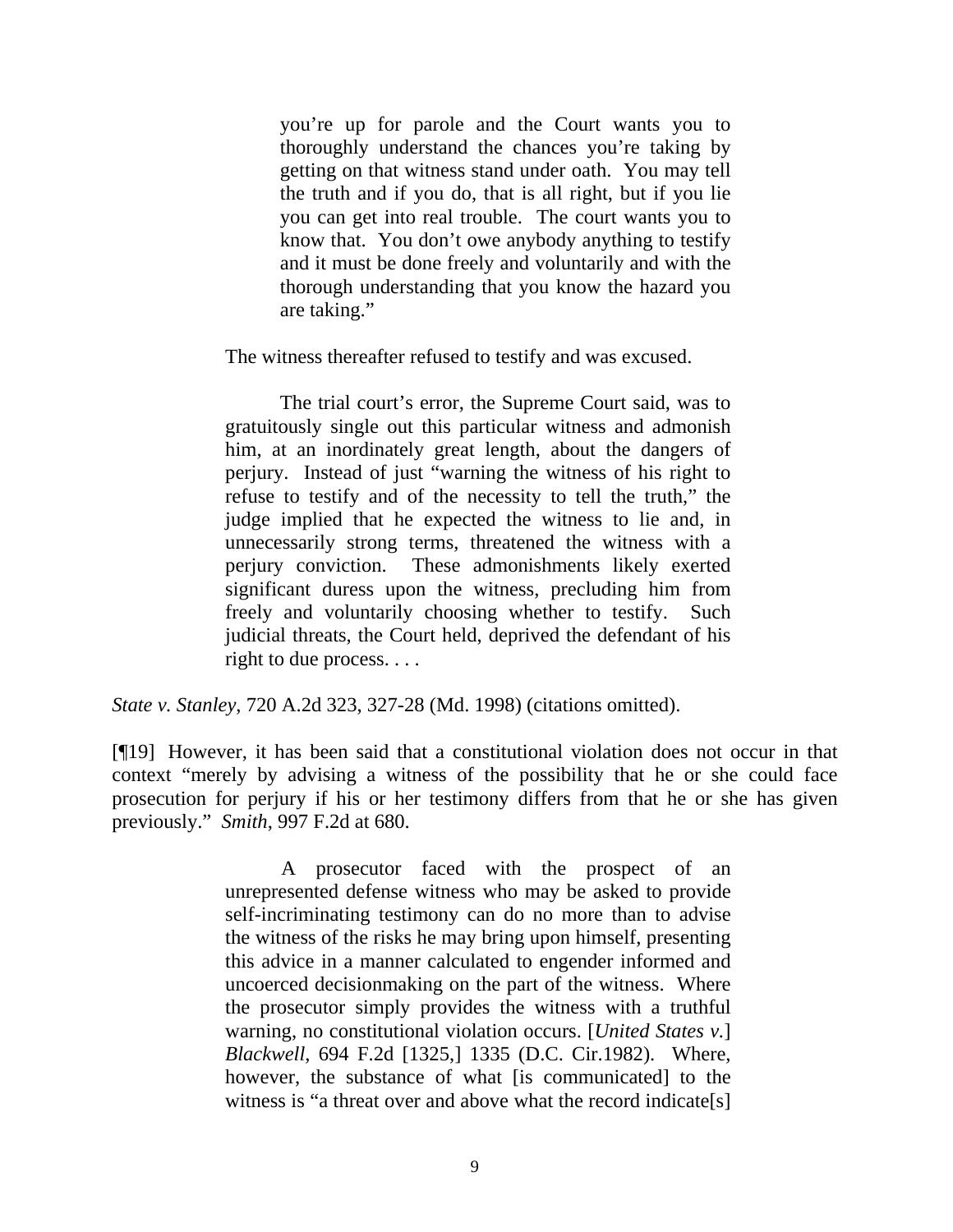> you're up for parole and the Court wants you to thoroughly understand the chances you're taking by getting on that witness stand under oath. You may tell the truth and if you do, that is all right, but if you lie you can get into real trouble. The court wants you to know that. You don't owe anybody anything to testify and it must be done freely and voluntarily and with the thorough understanding that you know the hazard you are taking."
>
> The witness thereafter refused to testify and was excused.
>
> The trial court's error, the Supreme Court said, was to gratuitously single out this particular witness and admonish him, at an inordinately great length, about the dangers of perjury. Instead of just "warning the witness of his right to refuse to testify and of the necessity to tell the truth," the judge implied that he expected the witness to lie and, in unnecessarily strong terms, threatened the witness with a perjury conviction. These admonishments likely exerted significant duress upon the witness, precluding him from freely and voluntarily choosing whether to testify. Such judicial threats, the Court held, deprived the defendant of his right to due process. . . .

*State v. Stanley*, 720 A.2d 323, 327-28 (Md. 1998) (citations omitted).

[¶19] However, it has been said that a constitutional violation does not occur in that context "merely by advising a witness of the possibility that he or she could face prosecution for perjury if his or her testimony differs from that he or she has given previously." *Smith*, 997 F.2d at 680.

> A prosecutor faced with the prospect of an unrepresented defense witness who may be asked to provide self-incriminating testimony can do no more than to advise the witness of the risks he may bring upon himself, presenting this advice in a manner calculated to engender informed and uncoerced decisionmaking on the part of the witness. Where the prosecutor simply provides the witness with a truthful warning, no constitutional violation occurs. [*United States v.*] *Blackwell*, 694 F.2d [1325,] 1335 (D.C. Cir.1982). Where, however, the substance of what [is communicated] to the witness is "a threat over and above what the record indicate[s]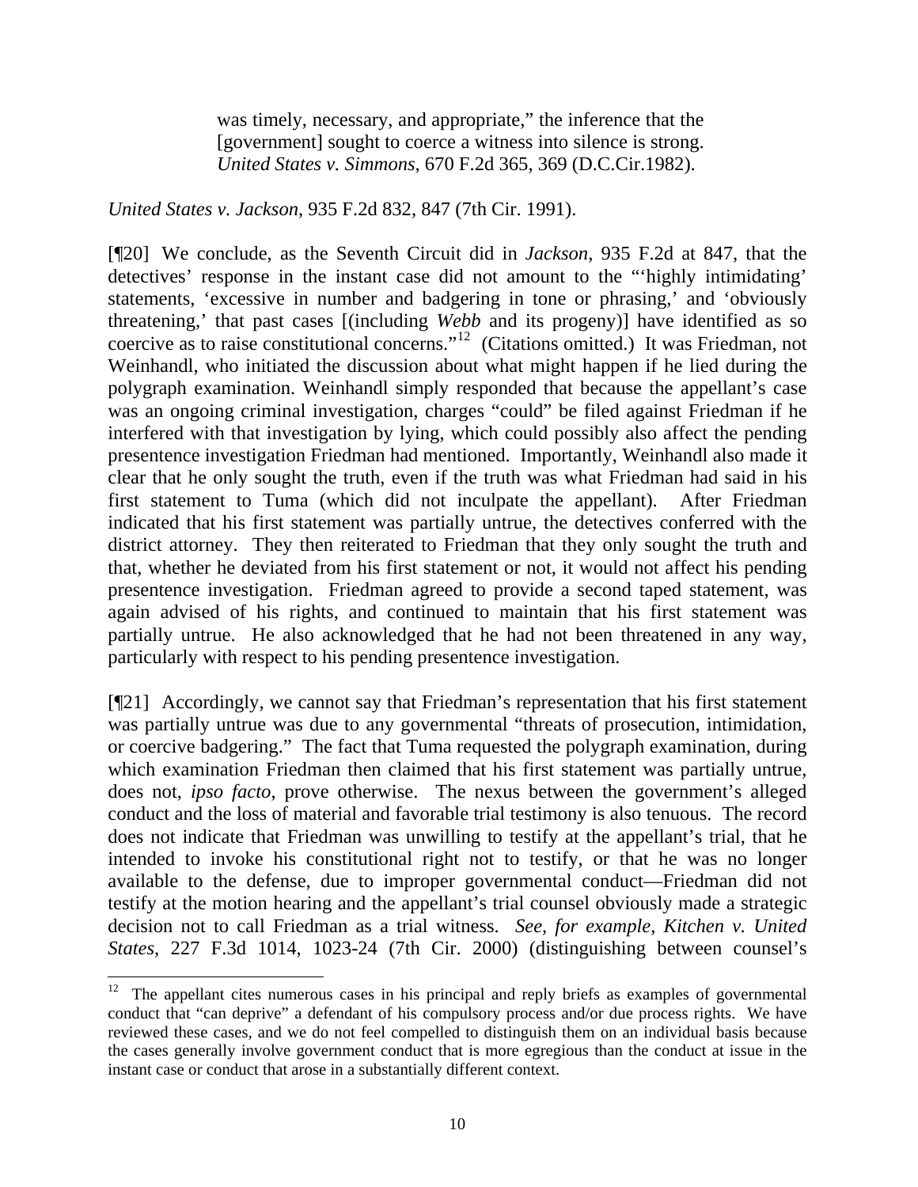> was timely, necessary, and appropriate," the inference that the [government] sought to coerce a witness into silence is strong. *United States v. Simmons*, 670 F.2d 365, 369 (D.C.Cir.1982).

*United States v. Jackson*, 935 F.2d 832, 847 (7th Cir. 1991).

[¶20] We conclude, as the Seventh Circuit did in *Jackson*, 935 F.2d at 847, that the detectives' response in the instant case did not amount to the "'highly intimidating' statements, 'excessive in number and badgering in tone or phrasing,' and 'obviously threatening,' that past cases [(including *Webb* and its progeny)] have identified as so coercive as to raise constitutional concerns."[12] (Citations omitted.) It was Friedman, not Weinhandl, who initiated the discussion about what might happen if he lied during the polygraph examination. Weinhandl simply responded that because the appellant's case was an ongoing criminal investigation, charges "could" be filed against Friedman if he interfered with that investigation by lying, which could possibly also affect the pending presentence investigation Friedman had mentioned. Importantly, Weinhandl also made it clear that he only sought the truth, even if the truth was what Friedman had said in his first statement to Tuma (which did not inculpate the appellant). After Friedman indicated that his first statement was partially untrue, the detectives conferred with the district attorney. They then reiterated to Friedman that they only sought the truth and that, whether he deviated from his first statement or not, it would not affect his pending presentence investigation. Friedman agreed to provide a second taped statement, was again advised of his rights, and continued to maintain that his first statement was partially untrue. He also acknowledged that he had not been threatened in any way, particularly with respect to his pending presentence investigation.

[¶21] Accordingly, we cannot say that Friedman's representation that his first statement was partially untrue was due to any governmental "threats of prosecution, intimidation, or coercive badgering." The fact that Tuma requested the polygraph examination, during which examination Friedman then claimed that his first statement was partially untrue, does not, *ipso facto*, prove otherwise. The nexus between the government's alleged conduct and the loss of material and favorable trial testimony is also tenuous. The record does not indicate that Friedman was unwilling to testify at the appellant's trial, that he intended to invoke his constitutional right not to testify, or that he was no longer available to the defense, due to improper governmental conduct—Friedman did not testify at the motion hearing and the appellant's trial counsel obviously made a strategic decision not to call Friedman as a trial witness. *See, for example, Kitchen v. United States*, 227 F.3d 1014, 1023-24 (7th Cir. 2000) (distinguishing between counsel's

---

[12] The appellant cites numerous cases in his principal and reply briefs as examples of governmental conduct that "can deprive" a defendant of his compulsory process and/or due process rights. We have reviewed these cases, and we do not feel compelled to distinguish them on an individual basis because the cases generally involve government conduct that is more egregious than the conduct at issue in the instant case or conduct that arose in a substantially different context.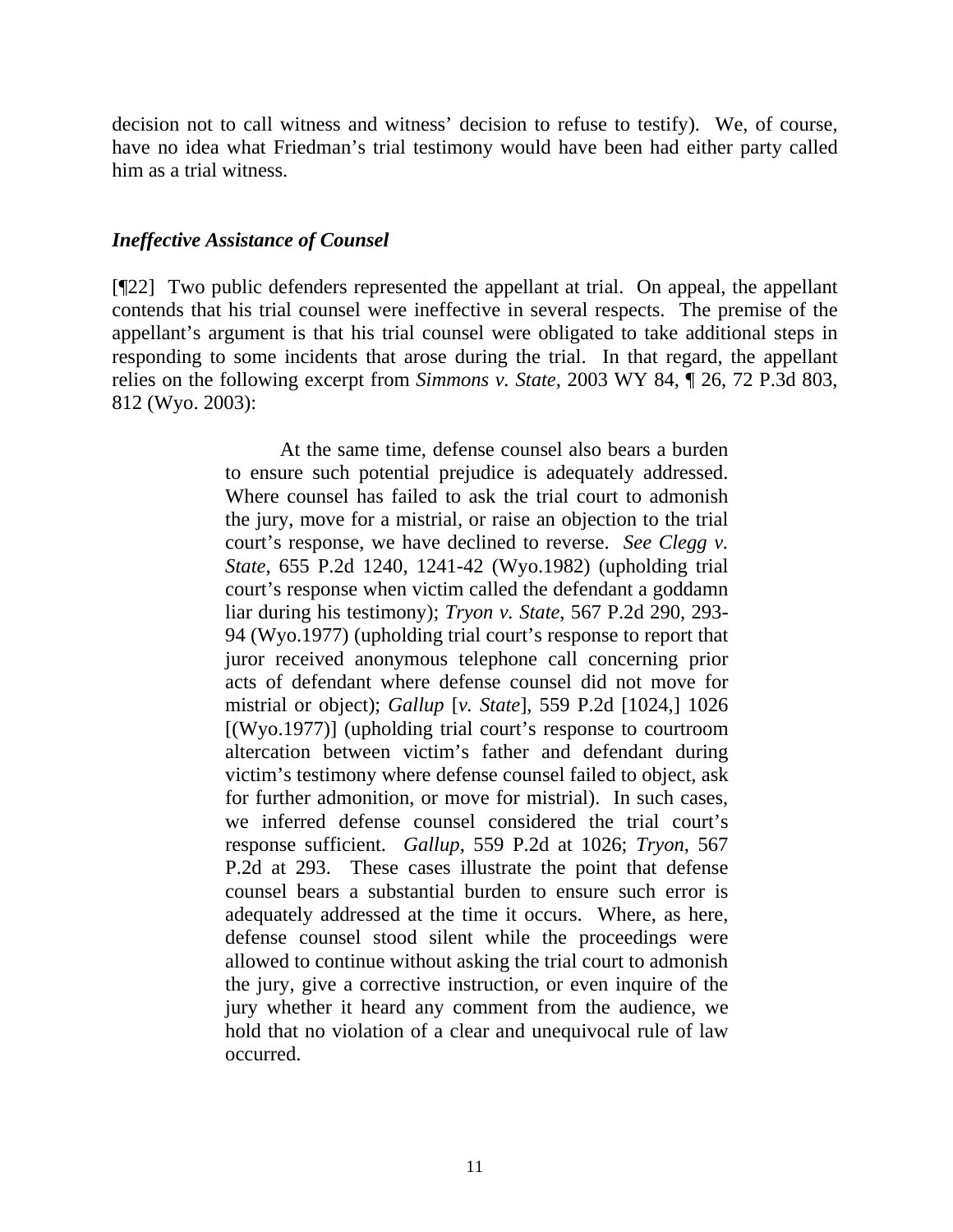decision not to call witness and witness' decision to refuse to testify). We, of course, have no idea what Friedman's trial testimony would have been had either party called him as a trial witness.

### *Ineffective Assistance of Counsel*

[¶22] Two public defenders represented the appellant at trial. On appeal, the appellant contends that his trial counsel were ineffective in several respects. The premise of the appellant's argument is that his trial counsel were obligated to take additional steps in responding to some incidents that arose during the trial. In that regard, the appellant relies on the following excerpt from *Simmons v. State*, 2003 WY 84, ¶ 26, 72 P.3d 803, 812 (Wyo. 2003):

> At the same time, defense counsel also bears a burden to ensure such potential prejudice is adequately addressed. Where counsel has failed to ask the trial court to admonish the jury, move for a mistrial, or raise an objection to the trial court's response, we have declined to reverse. *See Clegg v. State*, 655 P.2d 1240, 1241-42 (Wyo.1982) (upholding trial court's response when victim called the defendant a goddamn liar during his testimony); *Tryon v. State*, 567 P.2d 290, 293-94 (Wyo.1977) (upholding trial court's response to report that juror received anonymous telephone call concerning prior acts of defendant where defense counsel did not move for mistrial or object); *Gallup* [*v. State*], 559 P.2d [1024,] 1026 [(Wyo.1977)] (upholding trial court's response to courtroom altercation between victim's father and defendant during victim's testimony where defense counsel failed to object, ask for further admonition, or move for mistrial). In such cases, we inferred defense counsel considered the trial court's response sufficient. *Gallup*, 559 P.2d at 1026; *Tryon*, 567 P.2d at 293. These cases illustrate the point that defense counsel bears a substantial burden to ensure such error is adequately addressed at the time it occurs. Where, as here, defense counsel stood silent while the proceedings were allowed to continue without asking the trial court to admonish the jury, give a corrective instruction, or even inquire of the jury whether it heard any comment from the audience, we hold that no violation of a clear and unequivocal rule of law occurred.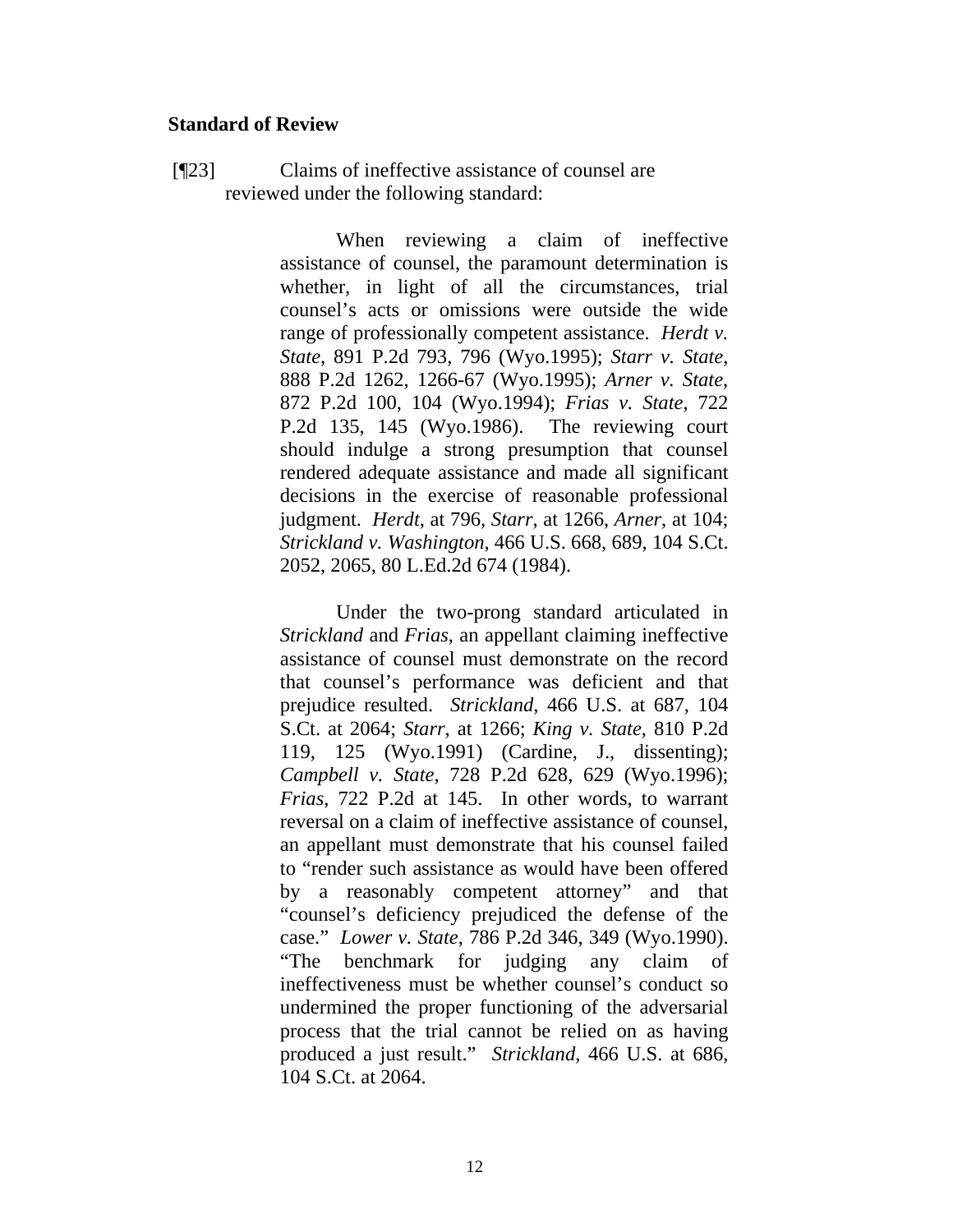**Standard of Review**

[¶23] Claims of ineffective assistance of counsel are reviewed under the following standard:

> When reviewing a claim of ineffective assistance of counsel, the paramount determination is whether, in light of all the circumstances, trial counsel's acts or omissions were outside the wide range of professionally competent assistance. *Herdt v. State*, 891 P.2d 793, 796 (Wyo.1995); *Starr v. State*, 888 P.2d 1262, 1266-67 (Wyo.1995); *Arner v. State*, 872 P.2d 100, 104 (Wyo.1994); *Frias v. State*, 722 P.2d 135, 145 (Wyo.1986). The reviewing court should indulge a strong presumption that counsel rendered adequate assistance and made all significant decisions in the exercise of reasonable professional judgment. *Herdt*, at 796, *Starr*, at 1266, *Arner*, at 104; *Strickland v. Washington*, 466 U.S. 668, 689, 104 S.Ct. 2052, 2065, 80 L.Ed.2d 674 (1984).
>
> Under the two-prong standard articulated in *Strickland* and *Frias*, an appellant claiming ineffective assistance of counsel must demonstrate on the record that counsel's performance was deficient and that prejudice resulted. *Strickland*, 466 U.S. at 687, 104 S.Ct. at 2064; *Starr*, at 1266; *King v. State*, 810 P.2d 119, 125 (Wyo.1991) (Cardine, J., dissenting); *Campbell v. State*, 728 P.2d 628, 629 (Wyo.1996); *Frias*, 722 P.2d at 145. In other words, to warrant reversal on a claim of ineffective assistance of counsel, an appellant must demonstrate that his counsel failed to "render such assistance as would have been offered by a reasonably competent attorney" and that "counsel's deficiency prejudiced the defense of the case." *Lower v. State*, 786 P.2d 346, 349 (Wyo.1990). "The benchmark for judging any claim of ineffectiveness must be whether counsel's conduct so undermined the proper functioning of the adversarial process that the trial cannot be relied on as having produced a just result." *Strickland*, 466 U.S. at 686, 104 S.Ct. at 2064.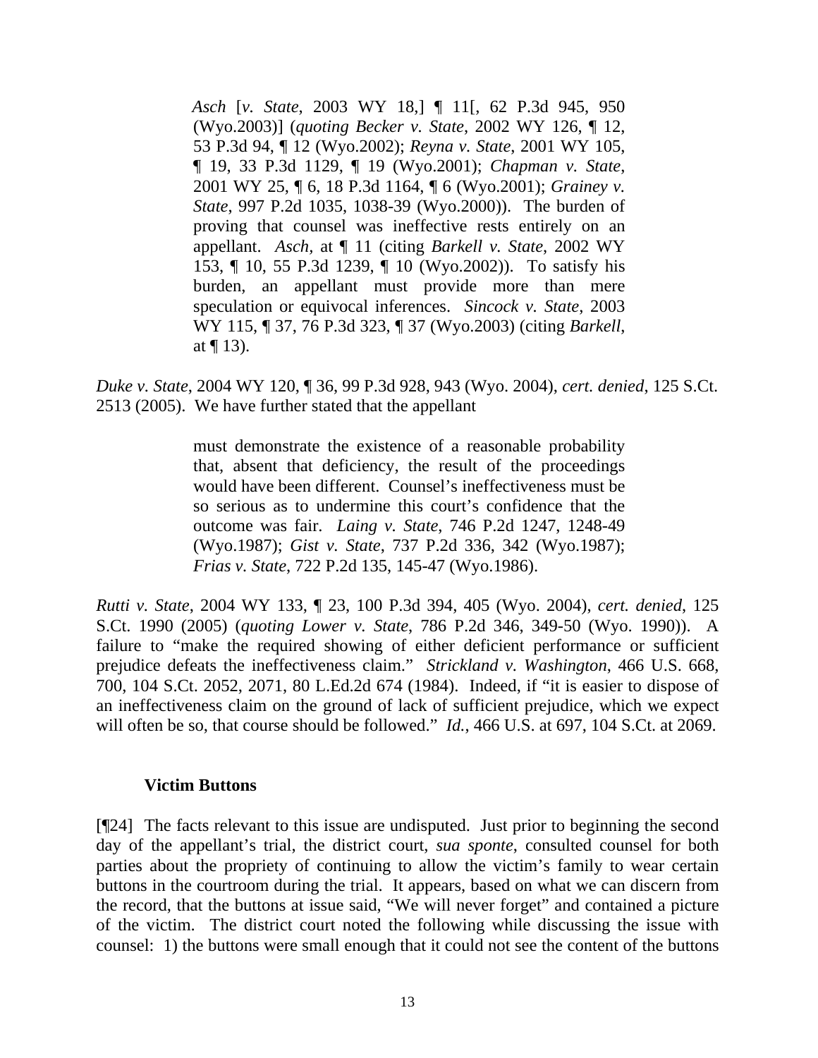> *Asch* [*v. State*, 2003 WY 18,] ¶ 11[, 62 P.3d 945, 950 (Wyo.2003)] (*quoting Becker v. State*, 2002 WY 126, ¶ 12, 53 P.3d 94, ¶ 12 (Wyo.2002); *Reyna v. State*, 2001 WY 105, ¶ 19, 33 P.3d 1129, ¶ 19 (Wyo.2001); *Chapman v. State*, 2001 WY 25, ¶ 6, 18 P.3d 1164, ¶ 6 (Wyo.2001); *Grainey v. State*, 997 P.2d 1035, 1038-39 (Wyo.2000)). The burden of proving that counsel was ineffective rests entirely on an appellant. *Asch*, at ¶ 11 (citing *Barkell v. State*, 2002 WY 153, ¶ 10, 55 P.3d 1239, ¶ 10 (Wyo.2002)). To satisfy his burden, an appellant must provide more than mere speculation or equivocal inferences. *Sincock v. State*, 2003 WY 115, ¶ 37, 76 P.3d 323, ¶ 37 (Wyo.2003) (citing *Barkell*, at ¶ 13).

*Duke v. State*, 2004 WY 120, ¶ 36, 99 P.3d 928, 943 (Wyo. 2004), *cert. denied*, 125 S.Ct. 2513 (2005). We have further stated that the appellant

> must demonstrate the existence of a reasonable probability that, absent that deficiency, the result of the proceedings would have been different. Counsel's ineffectiveness must be so serious as to undermine this court's confidence that the outcome was fair. *Laing v. State*, 746 P.2d 1247, 1248-49 (Wyo.1987); *Gist v. State*, 737 P.2d 336, 342 (Wyo.1987); *Frias v. State*, 722 P.2d 135, 145-47 (Wyo.1986).

*Rutti v. State*, 2004 WY 133, ¶ 23, 100 P.3d 394, 405 (Wyo. 2004), *cert. denied*, 125 S.Ct. 1990 (2005) (*quoting Lower v. State*, 786 P.2d 346, 349-50 (Wyo. 1990)). A failure to "make the required showing of either deficient performance or sufficient prejudice defeats the ineffectiveness claim." *Strickland v. Washington*, 466 U.S. 668, 700, 104 S.Ct. 2052, 2071, 80 L.Ed.2d 674 (1984). Indeed, if "it is easier to dispose of an ineffectiveness claim on the ground of lack of sufficient prejudice, which we expect will often be so, that course should be followed." *Id.*, 466 U.S. at 697, 104 S.Ct. at 2069.

**Victim Buttons**

[¶24] The facts relevant to this issue are undisputed. Just prior to beginning the second day of the appellant's trial, the district court, *sua sponte*, consulted counsel for both parties about the propriety of continuing to allow the victim's family to wear certain buttons in the courtroom during the trial. It appears, based on what we can discern from the record, that the buttons at issue said, "We will never forget" and contained a picture of the victim. The district court noted the following while discussing the issue with counsel: 1) the buttons were small enough that it could not see the content of the buttons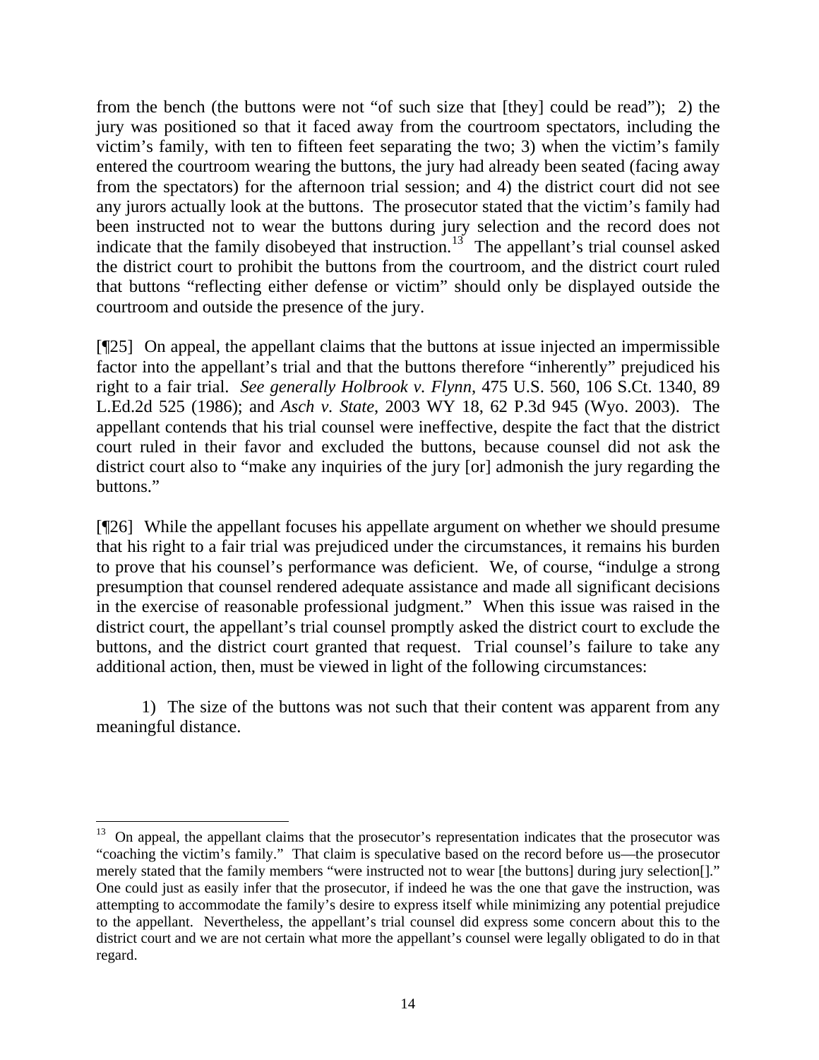from the bench (the buttons were not "of such size that [they] could be read"); 2) the jury was positioned so that it faced away from the courtroom spectators, including the victim's family, with ten to fifteen feet separating the two; 3) when the victim's family entered the courtroom wearing the buttons, the jury had already been seated (facing away from the spectators) for the afternoon trial session; and 4) the district court did not see any jurors actually look at the buttons. The prosecutor stated that the victim's family had been instructed not to wear the buttons during jury selection and the record does not indicate that the family disobeyed that instruction.[13] The appellant's trial counsel asked the district court to prohibit the buttons from the courtroom, and the district court ruled that buttons "reflecting either defense or victim" should only be displayed outside the courtroom and outside the presence of the jury.

[¶25] On appeal, the appellant claims that the buttons at issue injected an impermissible factor into the appellant's trial and that the buttons therefore "inherently" prejudiced his right to a fair trial. *See generally Holbrook v. Flynn*, 475 U.S. 560, 106 S.Ct. 1340, 89 L.Ed.2d 525 (1986); and *Asch v. State*, 2003 WY 18, 62 P.3d 945 (Wyo. 2003). The appellant contends that his trial counsel were ineffective, despite the fact that the district court ruled in their favor and excluded the buttons, because counsel did not ask the district court also to "make any inquiries of the jury [or] admonish the jury regarding the buttons."

[¶26] While the appellant focuses his appellate argument on whether we should presume that his right to a fair trial was prejudiced under the circumstances, it remains his burden to prove that his counsel's performance was deficient. We, of course, "indulge a strong presumption that counsel rendered adequate assistance and made all significant decisions in the exercise of reasonable professional judgment." When this issue was raised in the district court, the appellant's trial counsel promptly asked the district court to exclude the buttons, and the district court granted that request. Trial counsel's failure to take any additional action, then, must be viewed in light of the following circumstances:

1) The size of the buttons was not such that their content was apparent from any meaningful distance.

---

[13] On appeal, the appellant claims that the prosecutor's representation indicates that the prosecutor was "coaching the victim's family." That claim is speculative based on the record before us—the prosecutor merely stated that the family members "were instructed not to wear [the buttons] during jury selection[]." One could just as easily infer that the prosecutor, if indeed he was the one that gave the instruction, was attempting to accommodate the family's desire to express itself while minimizing any potential prejudice to the appellant. Nevertheless, the appellant's trial counsel did express some concern about this to the district court and we are not certain what more the appellant's counsel were legally obligated to do in that regard.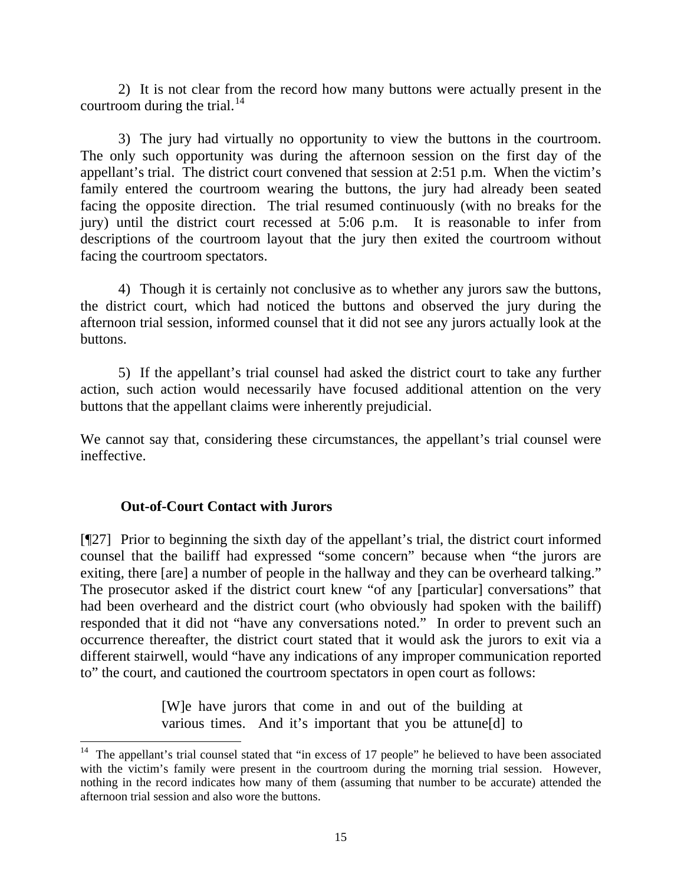2) It is not clear from the record how many buttons were actually present in the courtroom during the trial.[14]

3) The jury had virtually no opportunity to view the buttons in the courtroom. The only such opportunity was during the afternoon session on the first day of the appellant's trial. The district court convened that session at 2:51 p.m. When the victim's family entered the courtroom wearing the buttons, the jury had already been seated facing the opposite direction. The trial resumed continuously (with no breaks for the jury) until the district court recessed at 5:06 p.m. It is reasonable to infer from descriptions of the courtroom layout that the jury then exited the courtroom without facing the courtroom spectators.

4) Though it is certainly not conclusive as to whether any jurors saw the buttons, the district court, which had noticed the buttons and observed the jury during the afternoon trial session, informed counsel that it did not see any jurors actually look at the buttons.

5) If the appellant's trial counsel had asked the district court to take any further action, such action would necessarily have focused additional attention on the very buttons that the appellant claims were inherently prejudicial.

We cannot say that, considering these circumstances, the appellant's trial counsel were ineffective.

**Out-of-Court Contact with Jurors**

[¶27] Prior to beginning the sixth day of the appellant's trial, the district court informed counsel that the bailiff had expressed "some concern" because when "the jurors are exiting, there [are] a number of people in the hallway and they can be overheard talking." The prosecutor asked if the district court knew "of any [particular] conversations" that had been overheard and the district court (who obviously had spoken with the bailiff) responded that it did not "have any conversations noted." In order to prevent such an occurrence thereafter, the district court stated that it would ask the jurors to exit via a different stairwell, would "have any indications of any improper communication reported to" the court, and cautioned the courtroom spectators in open court as follows:

> [W]e have jurors that come in and out of the building at various times. And it's important that you be attune[d] to

[14] The appellant's trial counsel stated that "in excess of 17 people" he believed to have been associated with the victim's family were present in the courtroom during the morning trial session. However, nothing in the record indicates how many of them (assuming that number to be accurate) attended the afternoon trial session and also wore the buttons.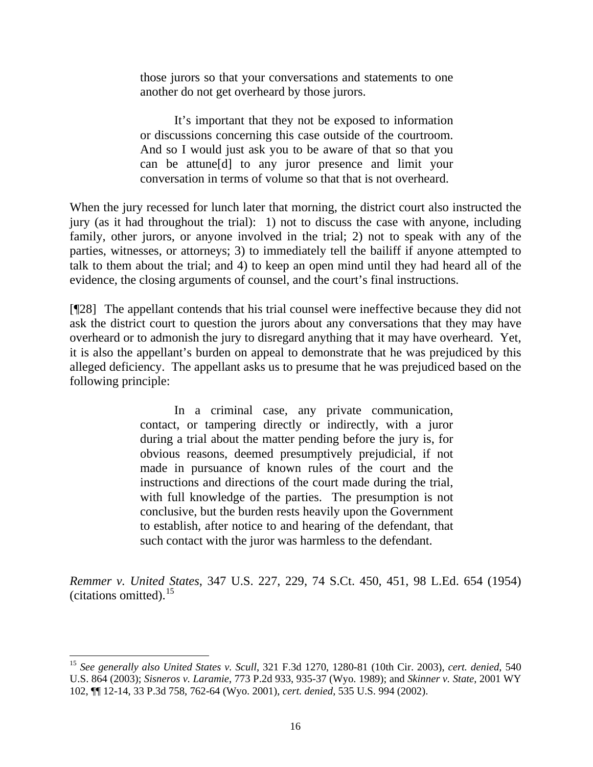> those jurors so that your conversations and statements to one another do not get overheard by those jurors.
>
> It's important that they not be exposed to information or discussions concerning this case outside of the courtroom. And so I would just ask you to be aware of that so that you can be attune[d] to any juror presence and limit your conversation in terms of volume so that that is not overheard.

When the jury recessed for lunch later that morning, the district court also instructed the jury (as it had throughout the trial): 1) not to discuss the case with anyone, including family, other jurors, or anyone involved in the trial; 2) not to speak with any of the parties, witnesses, or attorneys; 3) to immediately tell the bailiff if anyone attempted to talk to them about the trial; and 4) to keep an open mind until they had heard all of the evidence, the closing arguments of counsel, and the court's final instructions.

[¶28] The appellant contends that his trial counsel were ineffective because they did not ask the district court to question the jurors about any conversations that they may have overheard or to admonish the jury to disregard anything that it may have overheard. Yet, it is also the appellant's burden on appeal to demonstrate that he was prejudiced by this alleged deficiency. The appellant asks us to presume that he was prejudiced based on the following principle:

> In a criminal case, any private communication, contact, or tampering directly or indirectly, with a juror during a trial about the matter pending before the jury is, for obvious reasons, deemed presumptively prejudicial, if not made in pursuance of known rules of the court and the instructions and directions of the court made during the trial, with full knowledge of the parties. The presumption is not conclusive, but the burden rests heavily upon the Government to establish, after notice to and hearing of the defendant, that such contact with the juror was harmless to the defendant.

*Remmer v. United States*, 347 U.S. 227, 229, 74 S.Ct. 450, 451, 98 L.Ed. 654 (1954) (citations omitted).[15]

---

[15] *See generally also United States v. Scull*, 321 F.3d 1270, 1280-81 (10th Cir. 2003), *cert. denied*, 540 U.S. 864 (2003); *Sisneros v. Laramie*, 773 P.2d 933, 935-37 (Wyo. 1989); and *Skinner v. State*, 2001 WY 102, ¶¶ 12-14, 33 P.3d 758, 762-64 (Wyo. 2001), *cert. denied*, 535 U.S. 994 (2002).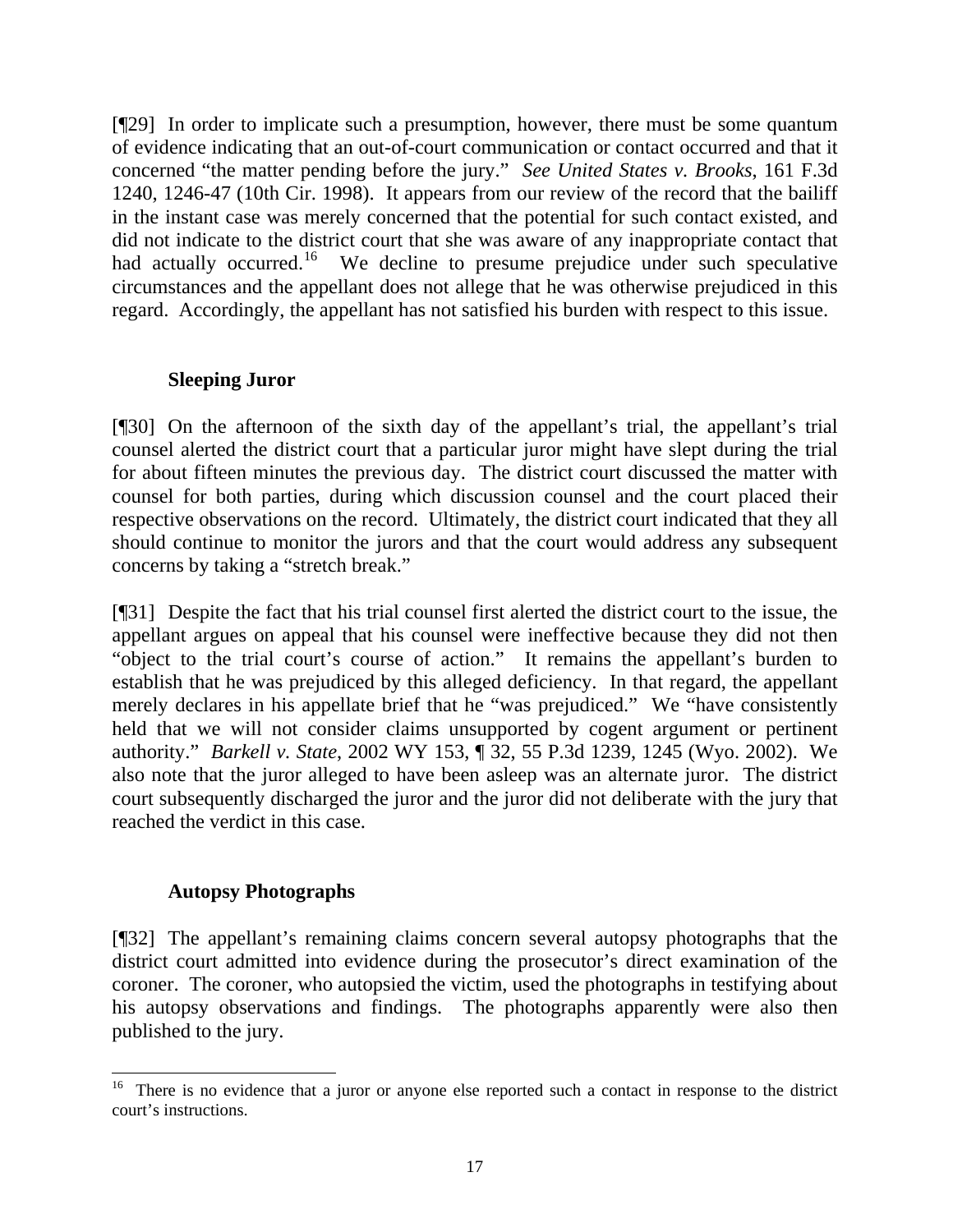[¶29] In order to implicate such a presumption, however, there must be some quantum of evidence indicating that an out-of-court communication or contact occurred and that it concerned "the matter pending before the jury." *See United States v. Brooks*, 161 F.3d 1240, 1246-47 (10th Cir. 1998). It appears from our review of the record that the bailiff in the instant case was merely concerned that the potential for such contact existed, and did not indicate to the district court that she was aware of any inappropriate contact that had actually occurred.[16] We decline to presume prejudice under such speculative circumstances and the appellant does not allege that he was otherwise prejudiced in this regard. Accordingly, the appellant has not satisfied his burden with respect to this issue.

### Sleeping Juror

[¶30] On the afternoon of the sixth day of the appellant's trial, the appellant's trial counsel alerted the district court that a particular juror might have slept during the trial for about fifteen minutes the previous day. The district court discussed the matter with counsel for both parties, during which discussion counsel and the court placed their respective observations on the record. Ultimately, the district court indicated that they all should continue to monitor the jurors and that the court would address any subsequent concerns by taking a "stretch break."

[¶31] Despite the fact that his trial counsel first alerted the district court to the issue, the appellant argues on appeal that his counsel were ineffective because they did not then "object to the trial court's course of action." It remains the appellant's burden to establish that he was prejudiced by this alleged deficiency. In that regard, the appellant merely declares in his appellate brief that he "was prejudiced." We "have consistently held that we will not consider claims unsupported by cogent argument or pertinent authority." *Barkell v. State*, 2002 WY 153, ¶ 32, 55 P.3d 1239, 1245 (Wyo. 2002). We also note that the juror alleged to have been asleep was an alternate juror. The district court subsequently discharged the juror and the juror did not deliberate with the jury that reached the verdict in this case.

### Autopsy Photographs

[¶32] The appellant's remaining claims concern several autopsy photographs that the district court admitted into evidence during the prosecutor's direct examination of the coroner. The coroner, who autopsied the victim, used the photographs in testifying about his autopsy observations and findings. The photographs apparently were also then published to the jury.

---

[16] There is no evidence that a juror or anyone else reported such a contact in response to the district court's instructions.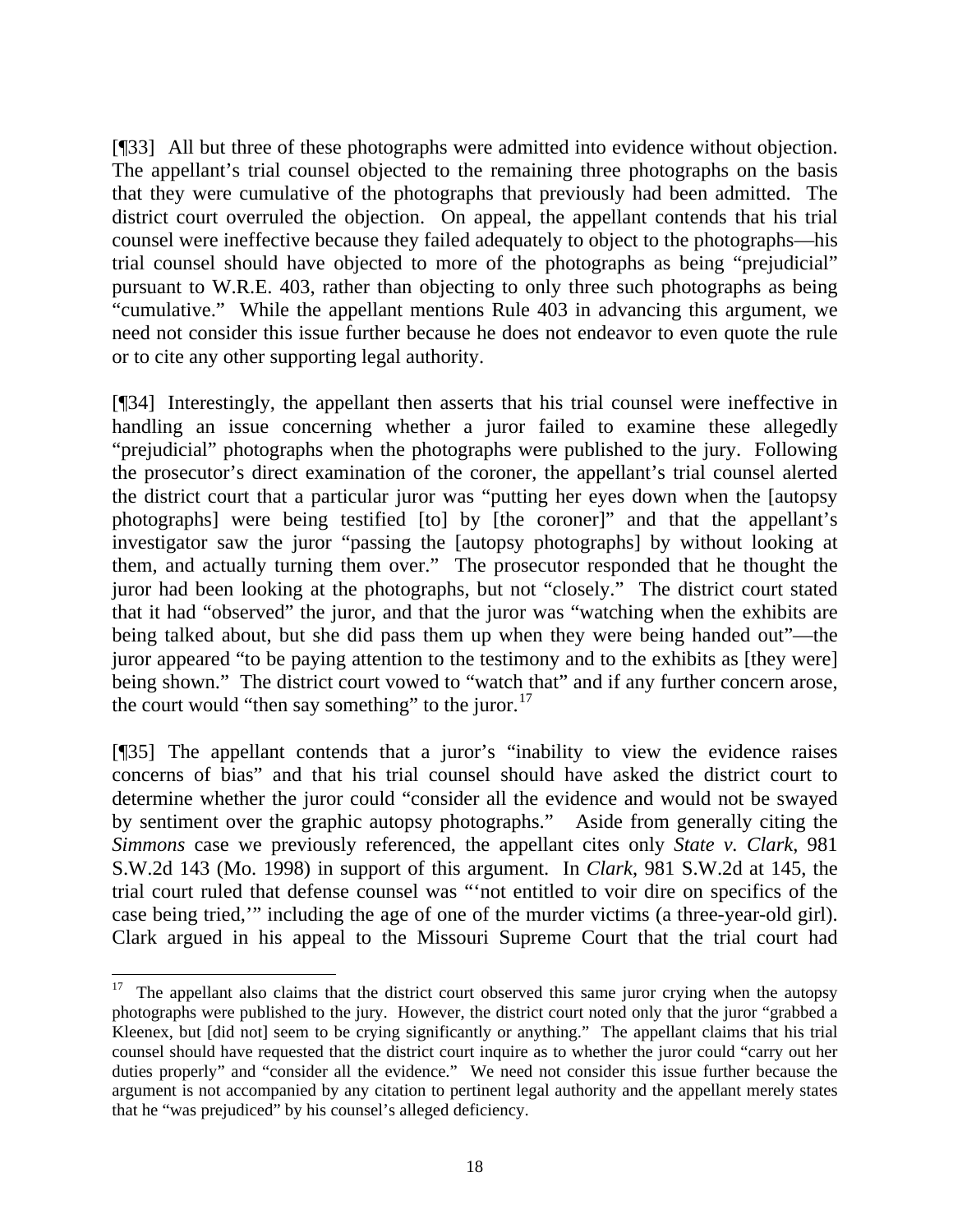[¶33] All but three of these photographs were admitted into evidence without objection. The appellant's trial counsel objected to the remaining three photographs on the basis that they were cumulative of the photographs that previously had been admitted. The district court overruled the objection. On appeal, the appellant contends that his trial counsel were ineffective because they failed adequately to object to the photographs—his trial counsel should have objected to more of the photographs as being "prejudicial" pursuant to W.R.E. 403, rather than objecting to only three such photographs as being "cumulative." While the appellant mentions Rule 403 in advancing this argument, we need not consider this issue further because he does not endeavor to even quote the rule or to cite any other supporting legal authority.

[¶34] Interestingly, the appellant then asserts that his trial counsel were ineffective in handling an issue concerning whether a juror failed to examine these allegedly "prejudicial" photographs when the photographs were published to the jury. Following the prosecutor's direct examination of the coroner, the appellant's trial counsel alerted the district court that a particular juror was "putting her eyes down when the [autopsy photographs] were being testified [to] by [the coroner]" and that the appellant's investigator saw the juror "passing the [autopsy photographs] by without looking at them, and actually turning them over." The prosecutor responded that he thought the juror had been looking at the photographs, but not "closely." The district court stated that it had "observed" the juror, and that the juror was "watching when the exhibits are being talked about, but she did pass them up when they were being handed out"—the juror appeared "to be paying attention to the testimony and to the exhibits as [they were] being shown." The district court vowed to "watch that" and if any further concern arose, the court would "then say something" to the juror.[17]

[¶35] The appellant contends that a juror's "inability to view the evidence raises concerns of bias" and that his trial counsel should have asked the district court to determine whether the juror could "consider all the evidence and would not be swayed by sentiment over the graphic autopsy photographs." Aside from generally citing the *Simmons* case we previously referenced, the appellant cites only *State v. Clark*, 981 S.W.2d 143 (Mo. 1998) in support of this argument. In *Clark*, 981 S.W.2d at 145, the trial court ruled that defense counsel was "'not entitled to voir dire on specifics of the case being tried,'" including the age of one of the murder victims (a three-year-old girl). Clark argued in his appeal to the Missouri Supreme Court that the trial court had

---

[17] The appellant also claims that the district court observed this same juror crying when the autopsy photographs were published to the jury. However, the district court noted only that the juror "grabbed a Kleenex, but [did not] seem to be crying significantly or anything." The appellant claims that his trial counsel should have requested that the district court inquire as to whether the juror could "carry out her duties properly" and "consider all the evidence." We need not consider this issue further because the argument is not accompanied by any citation to pertinent legal authority and the appellant merely states that he "was prejudiced" by his counsel's alleged deficiency.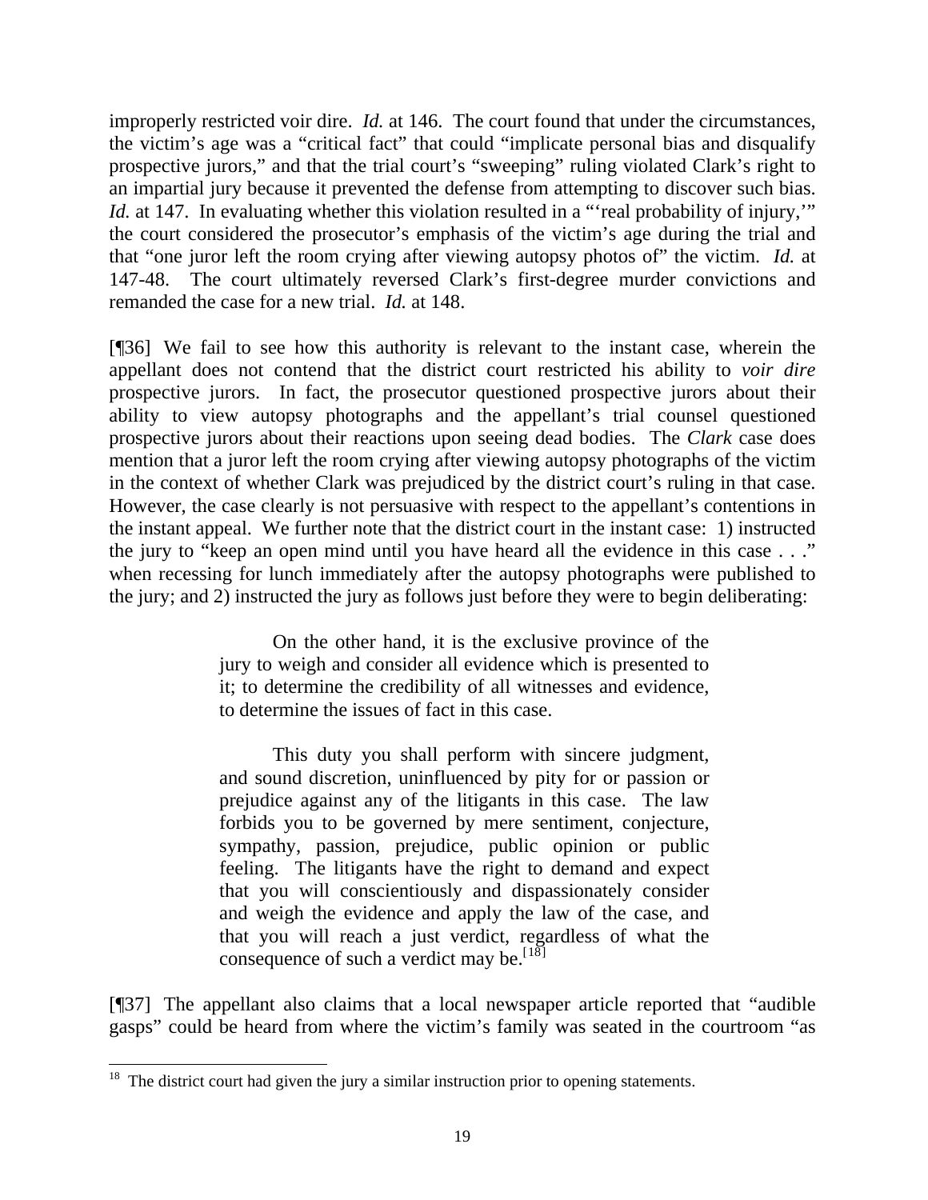improperly restricted voir dire. *Id.* at 146. The court found that under the circumstances, the victim's age was a "critical fact" that could "implicate personal bias and disqualify prospective jurors," and that the trial court's "sweeping" ruling violated Clark's right to an impartial jury because it prevented the defense from attempting to discover such bias. *Id.* at 147. In evaluating whether this violation resulted in a "'real probability of injury,'" the court considered the prosecutor's emphasis of the victim's age during the trial and that "one juror left the room crying after viewing autopsy photos of" the victim. *Id.* at 147-48. The court ultimately reversed Clark's first-degree murder convictions and remanded the case for a new trial. *Id.* at 148.

[¶36] We fail to see how this authority is relevant to the instant case, wherein the appellant does not contend that the district court restricted his ability to *voir dire* prospective jurors. In fact, the prosecutor questioned prospective jurors about their ability to view autopsy photographs and the appellant's trial counsel questioned prospective jurors about their reactions upon seeing dead bodies. The *Clark* case does mention that a juror left the room crying after viewing autopsy photographs of the victim in the context of whether Clark was prejudiced by the district court's ruling in that case. However, the case clearly is not persuasive with respect to the appellant's contentions in the instant appeal. We further note that the district court in the instant case: 1) instructed the jury to "keep an open mind until you have heard all the evidence in this case . . ." when recessing for lunch immediately after the autopsy photographs were published to the jury; and 2) instructed the jury as follows just before they were to begin deliberating:

> On the other hand, it is the exclusive province of the jury to weigh and consider all evidence which is presented to it; to determine the credibility of all witnesses and evidence, to determine the issues of fact in this case.
>
> This duty you shall perform with sincere judgment, and sound discretion, uninfluenced by pity for or passion or prejudice against any of the litigants in this case. The law forbids you to be governed by mere sentiment, conjecture, sympathy, passion, prejudice, public opinion or public feeling. The litigants have the right to demand and expect that you will conscientiously and dispassionately consider and weigh the evidence and apply the law of the case, and that you will reach a just verdict, regardless of what the consequence of such a verdict may be.[18]

[¶37] The appellant also claims that a local newspaper article reported that "audible gasps" could be heard from where the victim's family was seated in the courtroom "as

---

[18] The district court had given the jury a similar instruction prior to opening statements.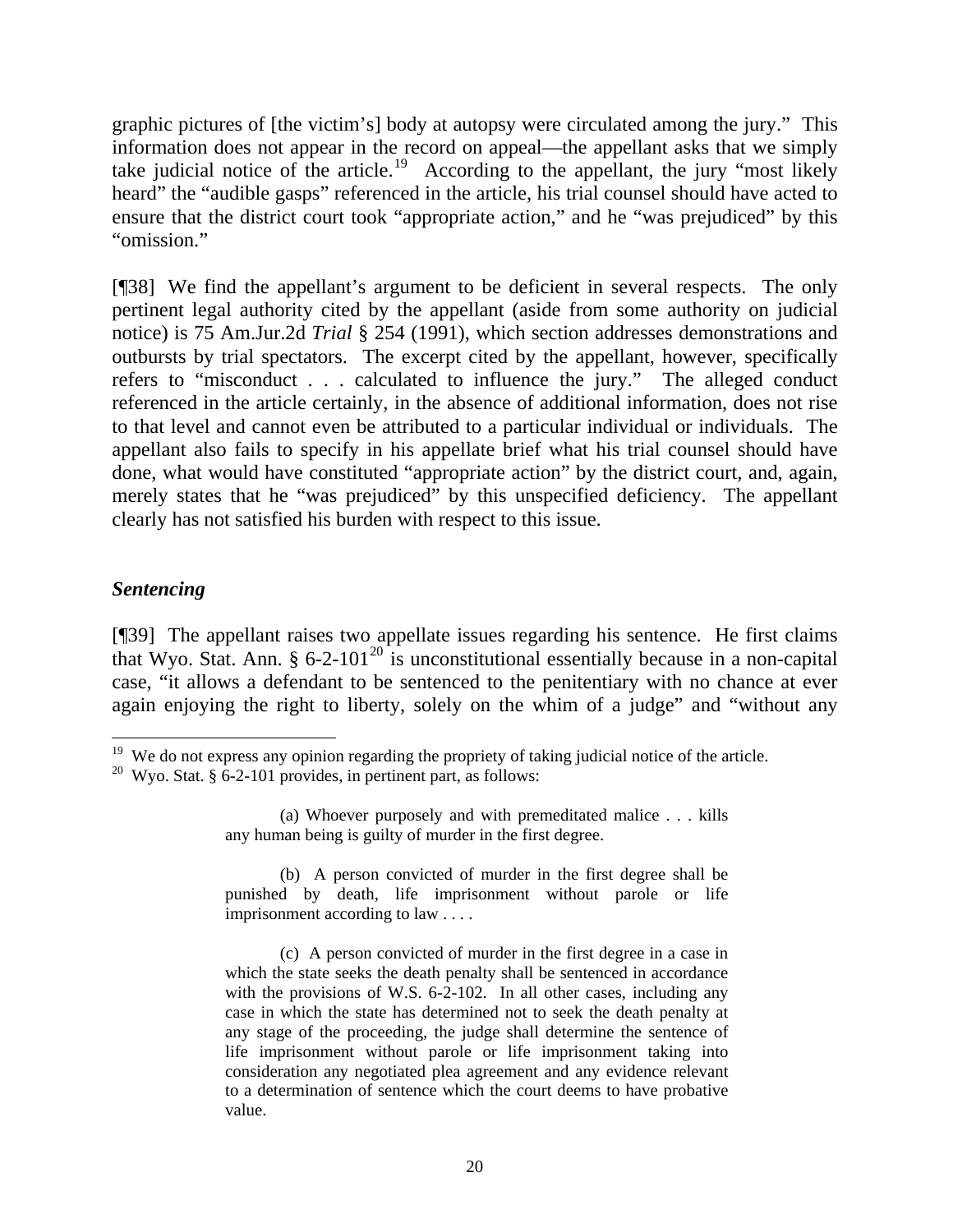graphic pictures of [the victim's] body at autopsy were circulated among the jury." This information does not appear in the record on appeal—the appellant asks that we simply take judicial notice of the article.[19] According to the appellant, the jury "most likely heard" the "audible gasps" referenced in the article, his trial counsel should have acted to ensure that the district court took "appropriate action," and he "was prejudiced" by this "omission."

[¶38] We find the appellant's argument to be deficient in several respects. The only pertinent legal authority cited by the appellant (aside from some authority on judicial notice) is 75 Am.Jur.2d *Trial* § 254 (1991), which section addresses demonstrations and outbursts by trial spectators. The excerpt cited by the appellant, however, specifically refers to "misconduct . . . calculated to influence the jury." The alleged conduct referenced in the article certainly, in the absence of additional information, does not rise to that level and cannot even be attributed to a particular individual or individuals. The appellant also fails to specify in his appellate brief what his trial counsel should have done, what would have constituted "appropriate action" by the district court, and, again, merely states that he "was prejudiced" by this unspecified deficiency. The appellant clearly has not satisfied his burden with respect to this issue.

### *Sentencing*

[¶39] The appellant raises two appellate issues regarding his sentence. He first claims that Wyo. Stat. Ann. § 6-2-101[20] is unconstitutional essentially because in a non-capital case, "it allows a defendant to be sentenced to the penitentiary with no chance at ever again enjoying the right to liberty, solely on the whim of a judge" and "without any

---

[19] We do not express any opinion regarding the propriety of taking judicial notice of the article.

[20] Wyo. Stat. § 6-2-101 provides, in pertinent part, as follows:

> (a) Whoever purposely and with premeditated malice . . . kills any human being is guilty of murder in the first degree.
>
> (b) A person convicted of murder in the first degree shall be punished by death, life imprisonment without parole or life imprisonment according to law . . . .
>
> (c) A person convicted of murder in the first degree in a case in which the state seeks the death penalty shall be sentenced in accordance with the provisions of W.S. 6-2-102. In all other cases, including any case in which the state has determined not to seek the death penalty at any stage of the proceeding, the judge shall determine the sentence of life imprisonment without parole or life imprisonment taking into consideration any negotiated plea agreement and any evidence relevant to a determination of sentence which the court deems to have probative value.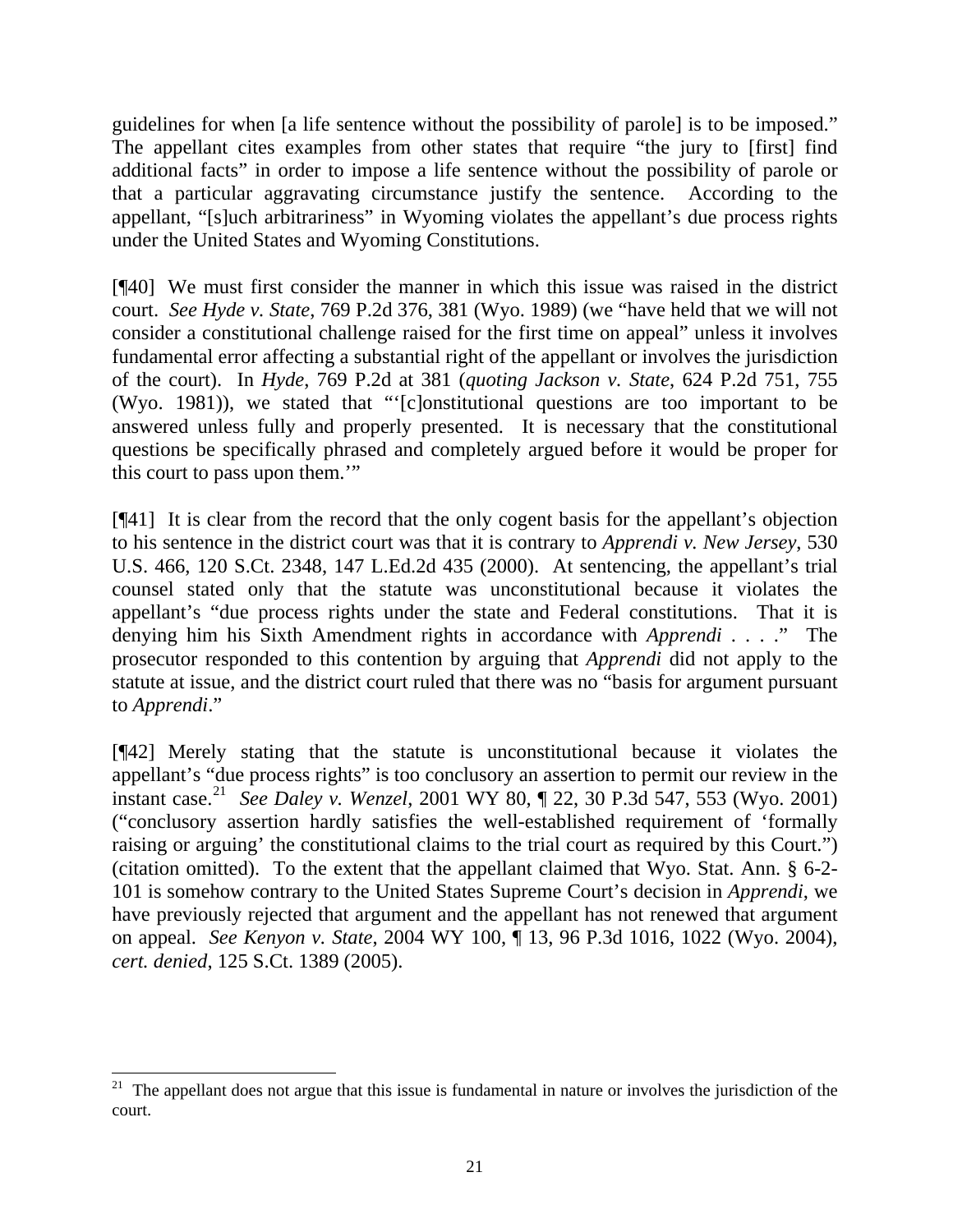guidelines for when [a life sentence without the possibility of parole] is to be imposed." The appellant cites examples from other states that require "the jury to [first] find additional facts" in order to impose a life sentence without the possibility of parole or that a particular aggravating circumstance justify the sentence. According to the appellant, "[s]uch arbitrariness" in Wyoming violates the appellant's due process rights under the United States and Wyoming Constitutions.

[¶40] We must first consider the manner in which this issue was raised in the district court. *See Hyde v. State*, 769 P.2d 376, 381 (Wyo. 1989) (we "have held that we will not consider a constitutional challenge raised for the first time on appeal" unless it involves fundamental error affecting a substantial right of the appellant or involves the jurisdiction of the court). In *Hyde*, 769 P.2d at 381 (*quoting Jackson v. State*, 624 P.2d 751, 755 (Wyo. 1981)), we stated that "'[c]onstitutional questions are too important to be answered unless fully and properly presented. It is necessary that the constitutional questions be specifically phrased and completely argued before it would be proper for this court to pass upon them.'"

[¶41] It is clear from the record that the only cogent basis for the appellant's objection to his sentence in the district court was that it is contrary to *Apprendi v. New Jersey*, 530 U.S. 466, 120 S.Ct. 2348, 147 L.Ed.2d 435 (2000). At sentencing, the appellant's trial counsel stated only that the statute was unconstitutional because it violates the appellant's "due process rights under the state and Federal constitutions. That it is denying him his Sixth Amendment rights in accordance with *Apprendi* . . . ." The prosecutor responded to this contention by arguing that *Apprendi* did not apply to the statute at issue, and the district court ruled that there was no "basis for argument pursuant to *Apprendi*."

[¶42] Merely stating that the statute is unconstitutional because it violates the appellant's "due process rights" is too conclusory an assertion to permit our review in the instant case.[21] *See Daley v. Wenzel*, 2001 WY 80, ¶ 22, 30 P.3d 547, 553 (Wyo. 2001) ("conclusory assertion hardly satisfies the well-established requirement of 'formally raising or arguing' the constitutional claims to the trial court as required by this Court.") (citation omitted). To the extent that the appellant claimed that Wyo. Stat. Ann. § 6-2-101 is somehow contrary to the United States Supreme Court's decision in *Apprendi*, we have previously rejected that argument and the appellant has not renewed that argument on appeal. *See Kenyon v. State*, 2004 WY 100, ¶ 13, 96 P.3d 1016, 1022 (Wyo. 2004), *cert. denied*, 125 S.Ct. 1389 (2005).

---

[21] The appellant does not argue that this issue is fundamental in nature or involves the jurisdiction of the court.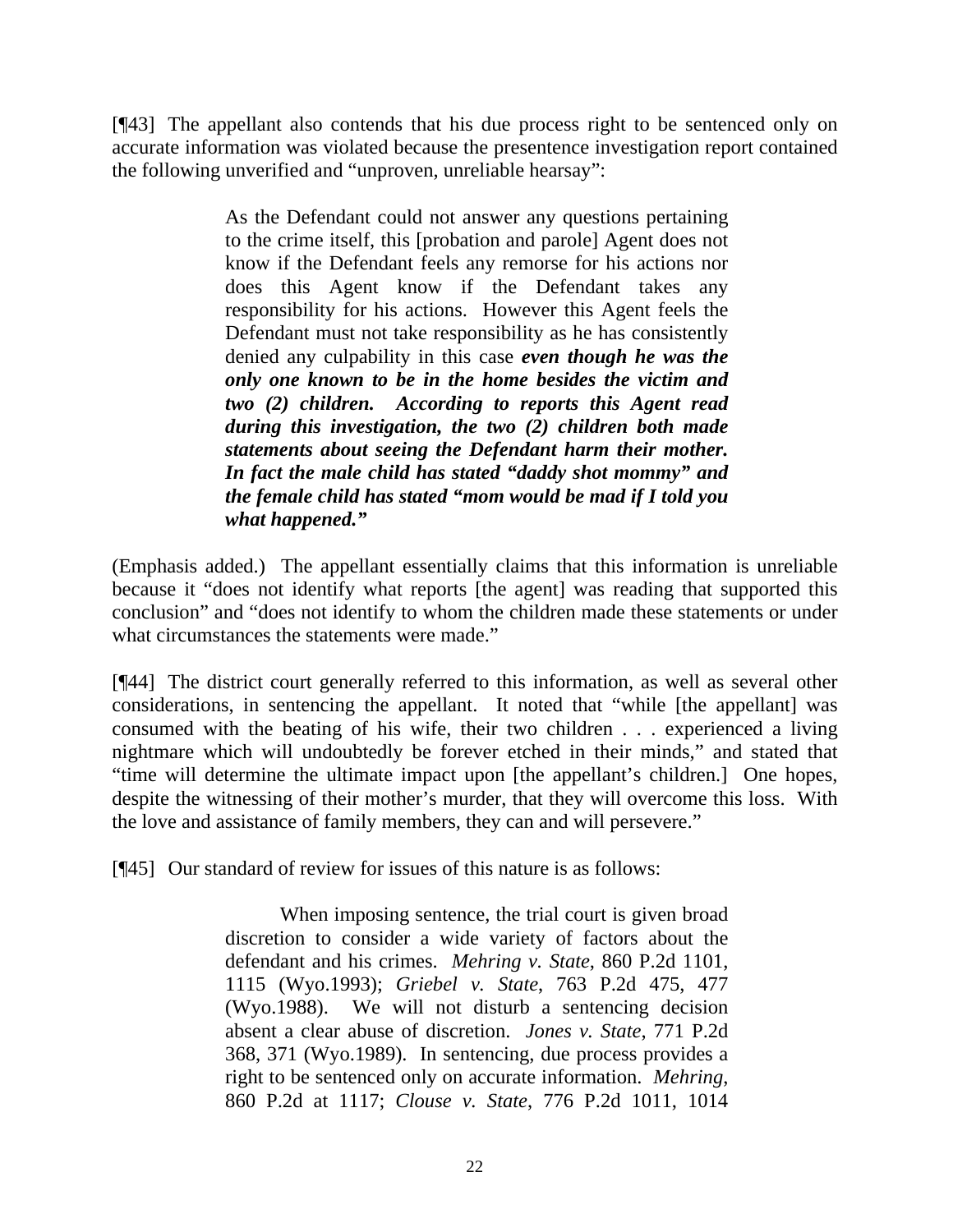[¶43] The appellant also contends that his due process right to be sentenced only on accurate information was violated because the presentence investigation report contained the following unverified and "unproven, unreliable hearsay":

> As the Defendant could not answer any questions pertaining to the crime itself, this [probation and parole] Agent does not know if the Defendant feels any remorse for his actions nor does this Agent know if the Defendant takes any responsibility for his actions. However this Agent feels the Defendant must not take responsibility as he has consistently denied any culpability in this case ***even though he was the only one known to be in the home besides the victim and two (2) children. According to reports this Agent read during this investigation, the two (2) children both made statements about seeing the Defendant harm their mother. In fact the male child has stated "daddy shot mommy" and the female child has stated "mom would be mad if I told you what happened."***

(Emphasis added.) The appellant essentially claims that this information is unreliable because it "does not identify what reports [the agent] was reading that supported this conclusion" and "does not identify to whom the children made these statements or under what circumstances the statements were made."

[¶44] The district court generally referred to this information, as well as several other considerations, in sentencing the appellant. It noted that "while [the appellant] was consumed with the beating of his wife, their two children . . . experienced a living nightmare which will undoubtedly be forever etched in their minds," and stated that "time will determine the ultimate impact upon [the appellant's children.] One hopes, despite the witnessing of their mother's murder, that they will overcome this loss. With the love and assistance of family members, they can and will persevere."

[¶45] Our standard of review for issues of this nature is as follows:

> When imposing sentence, the trial court is given broad discretion to consider a wide variety of factors about the defendant and his crimes. *Mehring v. State*, 860 P.2d 1101, 1115 (Wyo.1993); *Griebel v. State*, 763 P.2d 475, 477 (Wyo.1988). We will not disturb a sentencing decision absent a clear abuse of discretion. *Jones v. State*, 771 P.2d 368, 371 (Wyo.1989). In sentencing, due process provides a right to be sentenced only on accurate information. *Mehring*, 860 P.2d at 1117; *Clouse v. State*, 776 P.2d 1011, 1014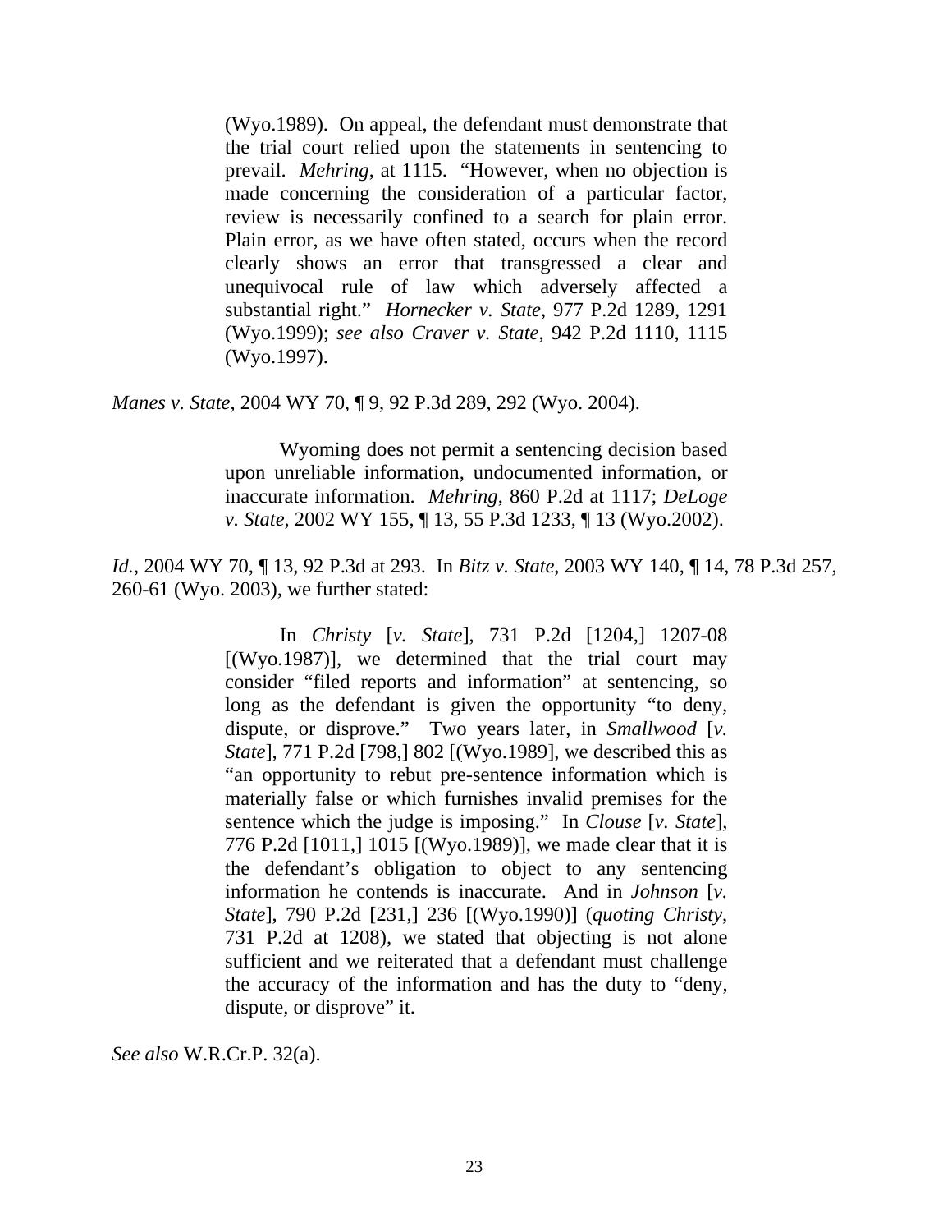> (Wyo.1989). On appeal, the defendant must demonstrate that the trial court relied upon the statements in sentencing to prevail. *Mehring*, at 1115. "However, when no objection is made concerning the consideration of a particular factor, review is necessarily confined to a search for plain error. Plain error, as we have often stated, occurs when the record clearly shows an error that transgressed a clear and unequivocal rule of law which adversely affected a substantial right." *Hornecker v. State*, 977 P.2d 1289, 1291 (Wyo.1999); *see also Craver v. State*, 942 P.2d 1110, 1115 (Wyo.1997).

*Manes v. State*, 2004 WY 70, ¶ 9, 92 P.3d 289, 292 (Wyo. 2004).

> Wyoming does not permit a sentencing decision based upon unreliable information, undocumented information, or inaccurate information. *Mehring*, 860 P.2d at 1117; *DeLoge v. State*, 2002 WY 155, ¶ 13, 55 P.3d 1233, ¶ 13 (Wyo.2002).

*Id.*, 2004 WY 70, ¶ 13, 92 P.3d at 293. In *Bitz v. State*, 2003 WY 140, ¶ 14, 78 P.3d 257, 260-61 (Wyo. 2003), we further stated:

> In *Christy* [*v. State*], 731 P.2d [1204,] 1207-08 [(Wyo.1987)], we determined that the trial court may consider "filed reports and information" at sentencing, so long as the defendant is given the opportunity "to deny, dispute, or disprove." Two years later, in *Smallwood* [*v. State*], 771 P.2d [798,] 802 [(Wyo.1989], we described this as "an opportunity to rebut pre-sentence information which is materially false or which furnishes invalid premises for the sentence which the judge is imposing." In *Clouse* [*v. State*], 776 P.2d [1011,] 1015 [(Wyo.1989)], we made clear that it is the defendant's obligation to object to any sentencing information he contends is inaccurate. And in *Johnson* [*v. State*], 790 P.2d [231,] 236 [(Wyo.1990)] (*quoting Christy*, 731 P.2d at 1208), we stated that objecting is not alone sufficient and we reiterated that a defendant must challenge the accuracy of the information and has the duty to "deny, dispute, or disprove" it.

*See also* W.R.Cr.P. 32(a).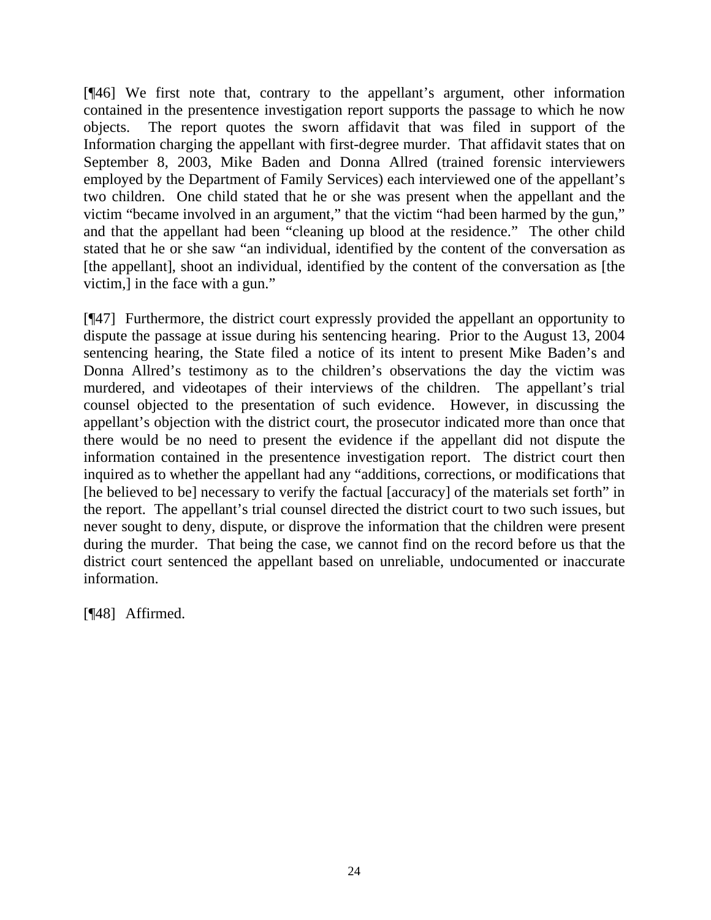[¶46] We first note that, contrary to the appellant's argument, other information contained in the presentence investigation report supports the passage to which he now objects. The report quotes the sworn affidavit that was filed in support of the Information charging the appellant with first-degree murder. That affidavit states that on September 8, 2003, Mike Baden and Donna Allred (trained forensic interviewers employed by the Department of Family Services) each interviewed one of the appellant's two children. One child stated that he or she was present when the appellant and the victim "became involved in an argument," that the victim "had been harmed by the gun," and that the appellant had been "cleaning up blood at the residence." The other child stated that he or she saw "an individual, identified by the content of the conversation as [the appellant], shoot an individual, identified by the content of the conversation as [the victim,] in the face with a gun."

[¶47] Furthermore, the district court expressly provided the appellant an opportunity to dispute the passage at issue during his sentencing hearing. Prior to the August 13, 2004 sentencing hearing, the State filed a notice of its intent to present Mike Baden's and Donna Allred's testimony as to the children's observations the day the victim was murdered, and videotapes of their interviews of the children. The appellant's trial counsel objected to the presentation of such evidence. However, in discussing the appellant's objection with the district court, the prosecutor indicated more than once that there would be no need to present the evidence if the appellant did not dispute the information contained in the presentence investigation report. The district court then inquired as to whether the appellant had any "additions, corrections, or modifications that [he believed to be] necessary to verify the factual [accuracy] of the materials set forth" in the report. The appellant's trial counsel directed the district court to two such issues, but never sought to deny, dispute, or disprove the information that the children were present during the murder. That being the case, we cannot find on the record before us that the district court sentenced the appellant based on unreliable, undocumented or inaccurate information.

[¶48] Affirmed.